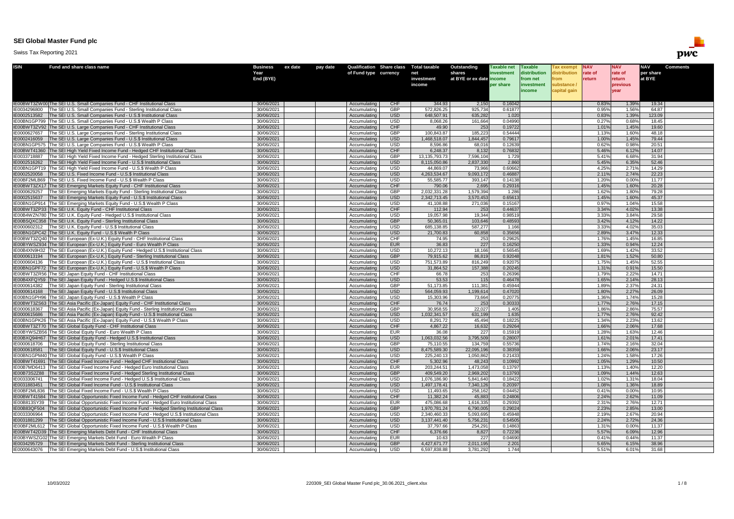# SEI Global Master Fund plc

Swiss Tax Reporting 2021

| ISIN | Fund and share class name | Business Year End (BYE) | ex date | pay date | Qualification of Fund type | Share class currency | Total taxable net investment income | Outstanding shares at BYE or ex date | Taxable net investment income per share | Taxable distribution from net investment income | Tax exempt distribution from substance / capital gain | NAV rate of return | NAV rate of return previous year | NAV per share at BYE | Comments |
|---|---|---|---|---|---|---|---|---|---|---|---|---|---|---|---|
| IE00BWT3ZW00 | The SEI U.S. Small Companies Fund - CHF Institutional Class | 30/06/2021 | | | Accumulating | CHF | 344.93 | 2,150 | 0.16042 | | | 0.83% | 1.39% | 19.34 | |
| IE0034296800 | The SEI U.S. Small Companies Fund - Sterling Institutional Class | 30/06/2021 | | | Accumulating | GBP | 572,826.25 | 925,734 | 0.61877 | | | 0.95% | 1.56% | 64.87 | |
| IE0002513582 | The SEI U.S. Small Companies Fund - U.S.$ Institutional Class | 30/06/2021 | | | Accumulating | USD | 648,507.91 | 635,282 | 1.020 | | | 0.83% | 1.39% | 123.09 | |
| IE00BN1GP799 | The SEI U.S. Small Companies Fund - U.S.$ Wealth P Class | 30/06/2021 | | | Accumulating | USD | 8,068.26 | 161,664 | 0.04990 | | | 0.27% | 0.68% | 18.45 | |
| IE00BWT3ZV92 | The SEI U.S. Large Companies Fund - CHF Institutional Class | 30/06/2021 | | | Accumulating | CHF | 49.90 | 253 | 0.19722 | | | 1.01% | 1.45% | 19.60 | |
| IE0000627657 | The SEI U.S. Large Companies Fund - Sterling Institutional Class | 30/06/2021 | | | Accumulating | GBP | 100,843.87 | 185,223 | 0.54444 | | | 1.13% | 1.60% | 48.18 | |
| IE0002416059 | The SEI U.S. Large Companies Fund - U.S.$ Institutional Class | 30/06/2021 | | | Accumulating | USD | 1,468,518.07 | 1,844,457 | 0.79617 | | | 1.00% | 1.45% | 79.44 | |
| IE00BN1GP575 | The SEI U.S. Large Companies Fund - U.S.$ Wealth P Class | 30/06/2021 | | | Accumulating | USD | 8,596.86 | 68,016 | 0.12639 | | | 0.62% | 0.98% | 20.51 | |
| IE00BWT41360 | The SEI High Yield Fixed Income Fund - Hedged CHF Institutional Class | 30/06/2021 | | | Accumulating | CHF | 6,248.37 | 8,132 | 0.76832 | | | 5.46% | 6.12% | 14.07 | |
| IE0033718887 | The SEI High Yield Fixed Income Fund - Hedged Sterling Institutional Class | 30/06/2021 | | | Accumulating | GBP | 13,135,793.73 | 7,596,104 | 1.729 | | | 5.41% | 6.68% | 31.94 | |
| IE0002516262 | The SEI High Yield Fixed Income Fund - U.S.$ Institutional Class | 30/06/2021 | | | Accumulating | USD | 8,115,050.86 | 2,837,330 | 2.860 | | | 5.45% | 6.35% | 52.46 | |
| IE00BN1GPT19 | The SEI High Yield Fixed Income Fund - U.S.$ Wealth P Class | 30/06/2021 | | | Accumulating | USD | 44,869.07 | 73,966 | 0.60662 | | | 4.25% | 2.71% | 14.29 | |
| IE0002520058 | The SEI U.S. Fixed Income Fund - U.S.$ Institutional Class | 30/06/2021 | | | Accumulating | USD | 4,263,534.67 | 9,093,172 | 0.46887 | | | 2.11% | 2.74% | 22.23 | |
| IE00BF2MLB69 | The SEI U.S. Fixed Income Fund - U.S.$ Wealth P Class | 30/06/2021 | | | Accumulating | USD | 55,585.77 | 393,147 | 0.14138 | | | 1.20% | 0.00% | 11.77 | |
| IE00BWT3ZX17 | The SEI Emerging Markets Equity Fund - CHF Institutional Class | 30/06/2021 | | | Accumulating | CHF | 790.06 | 2,695 | 0.29316 | | | 1.45% | 1.60% | 20.28 | |
| IE0000629257 | The SEI Emerging Markets Equity Fund - Sterling Institutional Class | 30/06/2021 | | | Accumulating | GBP | 2,032,331.28 | 1,579,394 | 1.286 | | | 1.62% | 1.80% | 79.28 | |
| IE0002515637 | The SEI Emerging Markets Equity Fund - U.S.$ Institutional Class | 30/06/2021 | | | Accumulating | USD | 2,342,713.45 | 3,570,453 | 0.65613 | | | 1.45% | 1.60% | 45.37 | |
| IE00BN1GP914 | The SEI Emerging Markets Equity Fund - U.S.$ Wealth P Class | 30/06/2021 | | | Accumulating | USD | 41,108.88 | 271,036 | 0.15167 | | | 0.97% | 1.04% | 15.58 | |
| IE00BWT3ZP33 | The SEI U.K. Equity Fund - CHF Institutional Class | 30/06/2021 | | | Accumulating | CHF | 112.94 | 253 | 0.44637 | | | 3.34% | 4.02% | 13.38 | |
| IE00B4WZN780 | The SEI U.K. Equity Fund - Hedged U.S.$ Institutional Class | 30/06/2021 | | | Accumulating | USD | 19,057.98 | 19,344 | 0.98519 | | | 3.33% | 3.84% | 29.58 | |
| IE00BSQXC358 | The SEI U.K. Equity Fund - Sterling Institutional Class | 30/06/2021 | | | Accumulating | GBP | 50,365.01 | 103,646 | 0.48593 | | | 3.42% | 4.12% | 14.22 | |
| IE0000602312 | The SEI U.K. Equity Fund - U.S.$ Institutional Class | 30/06/2021 | | | Accumulating | USD | 685,138.85 | 587,277 | 1.166 | | | 3.33% | 4.02% | 35.03 | |
| IE00BN1GPC42 | The SEI U.K. Equity Fund - U.S.$ Wealth P Class | 30/06/2021 | | | Accumulating | USD | 21,700.83 | 60,858 | 0.35656 | | | 2.89% | 3.47% | 12.33 | |
| IE00BWT3ZQ40 | The SEI European (Ex-U.K.) Equity Fund - CHF Institutional Class | 30/06/2021 | | | Accumulating | CHF | 74.95 | 253 | 0.29625 | | | 1.76% | 1.45% | 16.85 | |
| IE00BYWSZ934 | The SEI European (Ex-U.K.) Equity Fund - Euro Wealth P Class | 30/06/2021 | | | Accumulating | EUR | 36.83 | 227 | 0.16250 | | | 1.33% | 0.94% | 12.24 | |
| IE00B4XN9H32 | The SEI European (Ex-U.K.) Equity Fund - Hedged U.S.$ Institutional Class | 30/06/2021 | | | Accumulating | USD | 10,272.13 | 18,166 | 0.56545 | | | 1.69% | 1.42% | 33.52 | |
| IE0000613194 | The SEI European (Ex-U.K.) Equity Fund - Sterling Institutional Class | 30/06/2021 | | | Accumulating | GBP | 79,915.62 | 86,819 | 0.92048 | | | 1.81% | 1.52% | 50.80 | |
| IE0000604136 | The SEI European (Ex-U.K.) Equity Fund - U.S.$ Institutional Class | 30/06/2021 | | | Accumulating | USD | 751,573.89 | 816,249 | 0.92075 | | | 1.75% | 1.45% | 52.55 | |
| IE00BN1GPF72 | The SEI European (Ex-U.K.) Equity Fund - U.S.$ Wealth P Class | 30/06/2021 | | | Accumulating | USD | 31,864.52 | 157,388 | 0.20245 | | | 1.31% | 0.91% | 15.50 | |
| IE00BWT3ZR56 | The SEI Japan Equity Fund - CHF Institutional Class | 30/06/2021 | | | Accumulating | CHF | 66.78 | 253 | 0.26396 | | | 1.79% | 2.22% | 14.71 | |
| IE00B4XFQY59 | The SEI Japan Equity Fund - Hedged U.S.$ Institutional Class | 30/06/2021 | | | Accumulating | USD | 53.53 | 115 | 0.46478 | | | 1.65% | 2.14% | 28.13 | |
| IE0000614382 | The SEI Japan Equity Fund - Sterling Institutional Class | 30/06/2021 | | | Accumulating | GBP | 51,173.85 | 111,381 | 0.45944 | | | 1.89% | 2.37% | 24.31 | |
| IE0000614168 | The SEI Japan Equity Fund - U.S.$ Institutional Class | 30/06/2021 | | | Accumulating | USD | 564,059.93 | 1,199,614 | 0.47020 | | | 1.80% | 2.27% | 26.09 | |
| IE00BN1GPH96 | The SEI Japan Equity Fund - U.S.$ Wealth P Class | 30/06/2021 | | | Accumulating | USD | 15,303.96 | 73,664 | 0.20775 | | | 1.36% | 1.74% | 15.28 | |
| IE00BWT3ZS63 | The SEI Asia Pacific (Ex-Japan) Equity Fund - CHF Institutional Class | 30/06/2021 | | | Accumulating | CHF | 76.74 | 253 | 0.30333 | | | 1.77% | 2.76% | 17.15 | |
| IE0000618367 | The SEI Asia Pacific (Ex-Japan) Equity Fund - Sterling Institutional Class | 30/06/2021 | | | Accumulating | GBP | 30,958.55 | 22,027 | 1.405 | | | 1.86% | 2.86% | 75.57 | |
| IE0000615686 | The SEI Asia Pacific (Ex-Japan) Equity Fund - U.S.$ Institutional Class | 30/06/2021 | | | Accumulating | USD | 1,032,341.57 | 631,199 | 1.635 | | | 1.77% | 2.76% | 92.42 | |
| IE00BN1GPK26 | The SEI Asia Pacific (Ex-Japan) Equity Fund - U.S.$ Wealth P Class | 30/06/2021 | | | Accumulating | USD | 8,291.72 | 45,494 | 0.18225 | | | 1.34% | 2.23% | 13.62 | |
| IE00BWT3ZT70 | The SEI Global Equity Fund - CHF Institutional Class | 30/06/2021 | | | Accumulating | CHF | 4,867.22 | 16,632 | 0.29264 | | | 1.66% | 2.06% | 17.68 | |
| IE00BYWSZB56 | The SEI Global Equity Fund - Euro Wealth P Class | 30/06/2021 | | | Accumulating | EUR | 36.08 | 227 | 0.15919 | | | 1.28% | 1.63% | 12.46 | |
| IE00BXQ94H67 | The SEI Global Equity Fund - Hedged U.S.$ Institutional Class | 30/06/2021 | | | Accumulating | USD | 1,063,032.56 | 3,795,509 | 0.28007 | | | 1.61% | 2.01% | 17.41 | |
| IE0000618706 | The SEI Global Equity Fund - Sterling Institutional Class | 30/06/2021 | | | Accumulating | GBP | 75,110.55 | 134,759 | 0.55736 | | | 1.74% | 2.16% | 32.04 | |
| IE0000618581 | The SEI Global Equity Fund - U.S.$ Institutional Class | 30/06/2021 | | | Accumulating | USD | 8,475,589.30 | 22,095,196 | 0.38359 | | | 1.66% | 2.06% | 23.17 | |
| IE00BN1GPM40 | The SEI Global Equity Fund - U.S.$ Wealth P Class | 30/06/2021 | | | Accumulating | USD | 225,240.13 | 1,050,862 | 0.21433 | | | 1.24% | 1.58% | 17.26 | |
| IE00BWT41691 | The SEI Global Fixed Income Fund - Hedged CHF Institutional Class | 30/06/2021 | | | Accumulating | CHF | 5,302.96 | 48,243 | 0.10992 | | | 1.05% | 1.29% | 10.50 | |
| IE00B7MD6413 | The SEI Global Fixed Income Fund - Hedged Euro Institutional Class | 30/06/2021 | | | Accumulating | EUR | 203,244.51 | 1,473,058 | 0.13797 | | | 1.13% | 1.40% | 12.20 | |
| IE00B73S2Z88 | The SEI Global Fixed Income Fund - Hedged Sterling Institutional Class | 30/06/2021 | | | Accumulating | GBP | 409,549.20 | 2,969,202 | 0.13793 | | | 1.09% | 1.44% | 12.63 | |
| IE0033306741 | The SEI Global Fixed Income Fund - Hedged U.S.$ Institutional Class | 30/06/2021 | | | Accumulating | USD | 1,076,186.90 | 5,841,640 | 0.18422 | | | 1.02% | 1.31% | 18.04 | |
| IE0031883451 | The SEI Global Fixed Income Fund - U.S.$ Institutional Class | 30/06/2021 | | | Accumulating | USD | 1,497,178.41 | 7,340,126 | 0.20397 | | | 1.08% | 1.36% | 18.89 | |
| IE00BF2ML836 | The SEI Global Fixed Income Fund - U.S.$ Wealth P Class | 30/06/2021 | | | Accumulating | USD | 11,493.65 | 258,162 | 0.04452 | | | 0.41% | 0.00% | 10.95 | |
| IE00BWT41584 | The SEI Global Opportunistic Fixed Income Fund - Hedged CHF Institutional Class | 30/06/2021 | | | Accumulating | CHF | 11,382.24 | 45,883 | 0.24806 | | | 2.24% | 2.62% | 11.09 | |
| IE00B813SY39 | The SEI Global Opportunistic Fixed Income Fund - Hedged Euro Institutional Class | 30/06/2021 | | | Accumulating | EUR | 475,086.68 | 1,616,335 | 0.29392 | | | 2.31% | 2.76% | 12.71 | |
| IE00B83QF504 | The SEI Global Opportunistic Fixed Income Fund - Hedged Sterling Institutional Class | 30/06/2021 | | | Accumulating | GBP | 1,970,781.24 | 6,790,005 | 0.29024 | | | 2.23% | 2.85% | 13.00 | |
| IE0033306964 | The SEI Global Opportunistic Fixed Income Fund - Hedged U.S.$ Institutional Class | 30/06/2021 | | | Accumulating | USD | 2,340,460.33 | 5,093,695 | 0.45948 | | | 2.19% | 2.67% | 20.94 | |
| IE0031881299 | The SEI Global Opportunistic Fixed Income Fund - U.S.$ Institutional Class | 30/06/2021 | | | Accumulating | USD | 3,137,441.40 | 5,756,231 | 0.54505 | | | 2.24% | 2.72% | 24.36 | |
| IE00BF2ML612 | The SEI Global Opportunistic Fixed Income Fund - U.S.$ Wealth P Class | 30/06/2021 | | | Accumulating | USD | 37,797.66 | 254,291 | 0.14863 | | | 1.31% | 0.00% | 11.37 | |
| IE00BWT42D39 | The SEI Emerging Markets Debt Fund - CHF Institutional Class | 30/06/2021 | | | Accumulating | CHF | 6,376.66 | 8,827 | 0.72236 | | | 5.57% | 6.09% | 12.96 | |
| IE00BYWSZG02 | The SEI Emerging Markets Debt Fund - Euro Wealth P Class | 30/06/2021 | | | Accumulating | EUR | 10.63 | 227 | 0.04690 | | | 0.41% | 0.44% | 11.37 | |
| IE0034295729 | The SEI Emerging Markets Debt Fund - Sterling Institutional Class | 30/06/2021 | | | Accumulating | GBP | 4,427,671.77 | 2,011,195 | 2.201 | | | 5.65% | 6.15% | 38.96 | |
| IE0000643076 | The SEI Emerging Markets Debt Fund - U.S.$ Institutional Class | 30/06/2021 | | | Accumulating | USD | 6,597,838.88 | 3,781,292 | 1.744 | | | 5.51% | 6.01% | 31.68 | |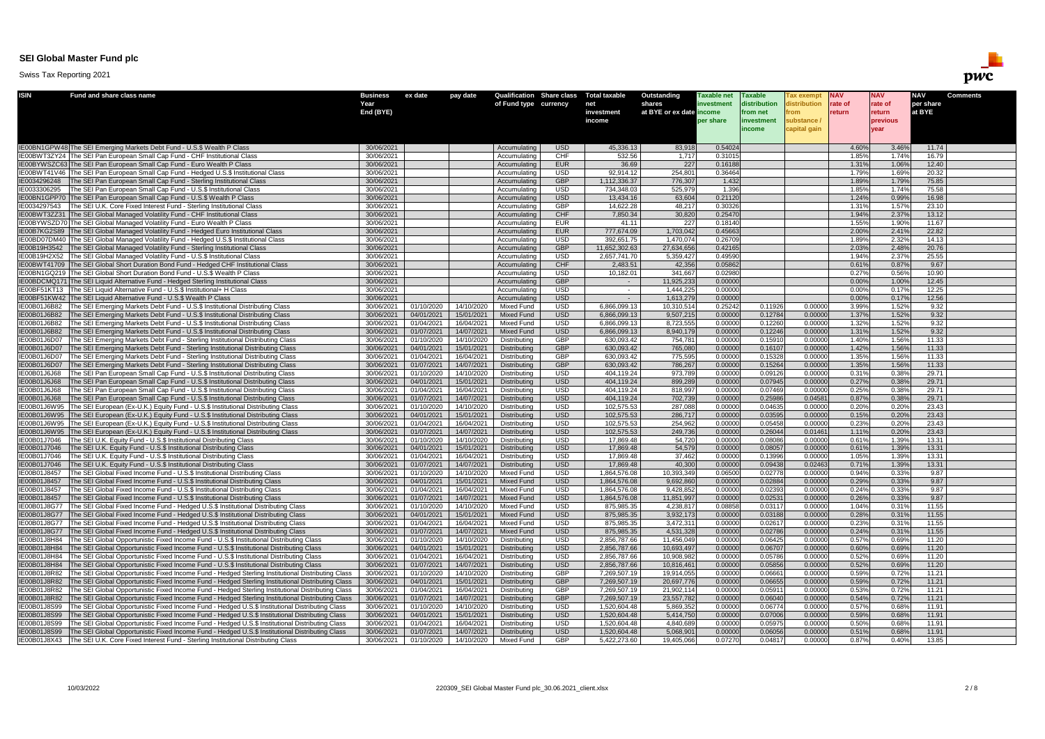# SEI Global Master Fund plc

Swiss Tax Reporting 2021

| ISIN | Fund and share class name | Business Year End (BYE) | ex date | pay date | Qualification of Fund type | Share class currency | Total taxable net investment income | Outstanding shares at BYE or ex date | Taxable net investment income per share | Taxable distribution from net investment income | Tax exempt distribution from substance / capital gain | NAV rate of return | NAV rate of return previous year | NAV per share at BYE | Comments |
|---|---|---|---|---|---|---|---|---|---|---|---|---|---|---|---|
| IE00BN1GPW48 | The SEI Emerging Markets Debt Fund - U.S.$ Wealth P Class | 30/06/2021 | | | Accumulating | USD | 45,336.13 | 83,918 | 0.54024 | | | 4.60% | 3.46% | 11.74 | |
| IE00BWT3ZY24 | The SEI Pan European Small Cap Fund - CHF Institutional Class | 30/06/2021 | | | Accumulating | CHF | 532.56 | 1,717 | 0.31015 | | | 1.85% | 1.74% | 16.79 | |
| IE00BYWS2C63 | The SEI Pan European Small Cap Fund - Euro Wealth P Class | 30/06/2021 | | | Accumulating | EUR | 36.69 | 227 | 0.16188 | | | 1.31% | 1.06% | 12.40 | |
| IE00BWT41V46 | The SEI Pan European Small Cap Fund - Hedged U.S.$ Institutional Class | 30/06/2021 | | | Accumulating | USD | 92,914.12 | 254,801 | 0.36464 | | | 1.79% | 1.69% | 20.32 | |
| IE0034296248 | The SEI Pan European Small Cap Fund - Sterling Institutional Class | 30/06/2021 | | | Accumulating | GBP | 1,112,336.37 | 776,307 | 1.432 | | | 1.89% | 1.79% | 75.85 | |
| IE0033306295 | The SEI Pan European Small Cap Fund - U.S.$ Institutional Class | 30/06/2021 | | | Accumulating | USD | 734,348.03 | 525,979 | 1.396 | | | 1.85% | 1.74% | 75.58 | |
| IE00BN1GPP70 | The SEI Pan European Small Cap Fund - U.S.$ Wealth P Class | 30/06/2021 | | | Accumulating | USD | 13,434.16 | 63,604 | 0.21120 | | | 1.24% | 0.99% | 16.98 | |
| IE0034297543 | The SEI U.K. Core Fixed Interest Fund - Sterling Institutional Class | 30/06/2021 | | | Accumulating | GBP | 14,622.28 | 48,217 | 0.30326 | | | 1.31% | 1.57% | 23.10 | |
| IE00BWT3ZZ31 | The SEI Global Managed Volatility Fund - CHF Institutional Class | 30/06/2021 | | | Accumulating | CHF | 7,850.34 | 30,820 | 0.25470 | | | 1.94% | 2.37% | 13.12 | |
| IE00BYWS2D70 | The SEI Global Managed Volatility Fund - Euro Wealth P Class | 30/06/2021 | | | Accumulating | EUR | 41.11 | 227 | 0.18140 | | | 1.55% | 1.90% | 11.67 | |
| IE00B7KG2S89 | The SEI Global Managed Volatility Fund - Hedged Euro Institutional Class | 30/06/2021 | | | Accumulating | EUR | 777,674.09 | 1,703,042 | 0.45663 | | | 2.00% | 2.41% | 22.82 | |
| IE00BD07DM40 | The SEI Global Managed Volatility Fund - Hedged U.S.$ Institutional Class | 30/06/2021 | | | Accumulating | USD | 392,651.75 | 1,470,074 | 0.26709 | | | 1.89% | 2.32% | 14.13 | |
| IE00B19H3542 | The SEI Global Managed Volatility Fund - Sterling Institutional Class | 30/06/2021 | | | Accumulating | GBP | 11,652,302.63 | 27,634,656 | 0.42165 | | | 2.03% | 2.48% | 20.76 | |
| IE00B19H2X52 | The SEI Global Managed Volatility Fund - U.S.$ Institutional Class | 30/06/2021 | | | Accumulating | USD | 2,657,741.70 | 5,359,427 | 0.49590 | | | 1.94% | 2.37% | 25.55 | |
| IE00BWT41709 | The SEI Global Short Duration Bond Fund - Hedged CHF Institutional Class | 30/06/2021 | | | Accumulating | CHF | 2,483.51 | 42,356 | 0.05862 | | | 0.61% | 0.87% | 9.67 | |
| IE00BN1GQ219 | The SEI Global Short Duration Bond Fund - U.S.$ Wealth P Class | 30/06/2021 | | | Accumulating | USD | 10,182.01 | 341,667 | 0.02980 | | | 0.27% | 0.56% | 10.90 | |
| IE00BDCMQ171 | The SEI Liquid Alternative Fund - Hedged Sterling Institutional Class | 30/06/2021 | | | Accumulating | GBP | - | 11,925,233 | 0.00000 | | | 0.00% | 1.00% | 12.45 | |
| IE00BF51KT13 | The SEI Liquid Alternative Fund - U.S.$ Institutional+ H Class | 30/06/2021 | | | Accumulating | USD | - | 1,444,225 | 0.00000 | | | 0.00% | 0.17% | 12.25 | |
| IE00BF51KW42 | The SEI Liquid Alternative Fund - U.S.$ Wealth P Class | 30/06/2021 | | | Accumulating | USD | - | 1,613,279 | 0.00000 | | | 0.00% | 0.17% | 12.56 | |
| IE00B01J6B82 | The SEI Emerging Markets Debt Fund - U.S.$ Institutional Distributing Class | 30/06/2021 | 01/10/2020 | 14/10/2020 | Mixed Fund | USD | 6,866,099.13 | 10,310,514 | 0.25242 | 0.11926 | 0.00000 | 3.99% | 1.52% | 9.32 | |
| IE00B01J6B82 | The SEI Emerging Markets Debt Fund - U.S.$ Institutional Distributing Class | 30/06/2021 | 04/01/2021 | 15/01/2021 | Mixed Fund | USD | 6,866,099.13 | 9,507,215 | 0.00000 | 0.12784 | 0.00000 | 1.37% | 1.52% | 9.32 | |
| IE00B01J6B82 | The SEI Emerging Markets Debt Fund - U.S.$ Institutional Distributing Class | 30/06/2021 | 01/04/2021 | 16/04/2021 | Mixed Fund | USD | 6,866,099.13 | 8,723,555 | 0.00000 | 0.12260 | 0.00000 | 1.32% | 1.52% | 9.32 | |
| IE00B01J6B82 | The SEI Emerging Markets Debt Fund - U.S.$ Institutional Distributing Class | 30/06/2021 | 01/07/2021 | 14/07/2021 | Mixed Fund | USD | 6,866,099.13 | 8,940,179 | 0.00000 | 0.12246 | 0.00000 | 1.31% | 1.52% | 9.32 | |
| IE00B01J6D07 | The SEI Emerging Markets Debt Fund - Sterling Institutional Distributing Class | 30/06/2021 | 01/10/2020 | 14/10/2020 | Distributing | GBP | 630,093.42 | 754,781 | 0.00000 | 0.15910 | 0.00000 | 1.40% | 1.56% | 11.33 | |
| IE00B01J6D07 | The SEI Emerging Markets Debt Fund - Sterling Institutional Distributing Class | 30/06/2021 | 04/01/2021 | 15/01/2021 | Distributing | GBP | 630,093.42 | 765,080 | 0.00000 | 0.16107 | 0.00000 | 1.42% | 1.56% | 11.33 | |
| IE00B01J6D07 | The SEI Emerging Markets Debt Fund - Sterling Institutional Distributing Class | 30/06/2021 | 01/04/2021 | 16/04/2021 | Distributing | GBP | 630,093.42 | 775,595 | 0.00000 | 0.15328 | 0.00000 | 1.35% | 1.56% | 11.33 | |
| IE00B01J6D07 | The SEI Emerging Markets Debt Fund - Sterling Institutional Distributing Class | 30/06/2021 | 01/07/2021 | 14/07/2021 | Distributing | GBP | 630,093.42 | 786,267 | 0.00000 | 0.15264 | 0.00000 | 1.35% | 1.56% | 11.33 | |
| IE00B01J6J68 | The SEI Pan European Small Cap Fund - U.S.$ Institutional Distributing Class | 30/06/2021 | 01/10/2020 | 14/10/2020 | Distributing | USD | 404,119.24 | 973,789 | 0.00000 | 0.09126 | 0.00000 | 0.31% | 0.38% | 29.71 | |
| IE00B01J6J68 | The SEI Pan European Small Cap Fund - U.S.$ Institutional Distributing Class | 30/06/2021 | 04/01/2021 | 15/01/2021 | Distributing | USD | 404,119.24 | 899,289 | 0.00000 | 0.07945 | 0.00000 | 0.27% | 0.38% | 29.71 | |
| IE00B01J6J68 | The SEI Pan European Small Cap Fund - U.S.$ Institutional Distributing Class | 30/06/2021 | 01/04/2021 | 16/04/2021 | Distributing | USD | 404,119.24 | 818,997 | 0.00000 | 0.07469 | 0.00000 | 0.25% | 0.38% | 29.71 | |
| IE00B01J6J68 | The SEI Pan European Small Cap Fund - U.S.$ Institutional Distributing Class | 30/06/2021 | 01/07/2021 | 14/07/2021 | Distributing | USD | 404,119.24 | 702,739 | 0.00000 | 0.25986 | 0.04581 | 0.87% | 0.38% | 29.71 | |
| IE00B01J6W95 | The SEI European (Ex-U.K.) Equity Fund - U.S.$ Institutional Distributing Class | 30/06/2021 | 01/10/2020 | 14/10/2020 | Distributing | USD | 102,575.53 | 287,088 | 0.00000 | 0.04635 | 0.00000 | 0.20% | 0.20% | 23.43 | |
| IE00B01J6W95 | The SEI European (Ex-U.K.) Equity Fund - U.S.$ Institutional Distributing Class | 30/06/2021 | 04/01/2021 | 15/01/2021 | Distributing | USD | 102,575.53 | 286,717 | 0.00000 | 0.03595 | 0.00000 | 0.15% | 0.20% | 23.43 | |
| IE00B01J6W95 | The SEI European (Ex-U.K.) Equity Fund - U.S.$ Institutional Distributing Class | 30/06/2021 | 01/04/2021 | 16/04/2021 | Distributing | USD | 102,575.53 | 254,962 | 0.00000 | 0.05458 | 0.00000 | 0.23% | 0.20% | 23.43 | |
| IE00B01J6W95 | The SEI European (Ex-U.K.) Equity Fund - U.S.$ Institutional Distributing Class | 30/06/2021 | 01/07/2021 | 14/07/2021 | Distributing | USD | 102,575.53 | 249,736 | 0.00000 | 0.26044 | 0.01461 | 1.11% | 0.20% | 23.43 | |
| IE00B01J7046 | The SEI U.K. Equity Fund - U.S.$ Institutional Distributing Class | 30/06/2021 | 01/10/2020 | 14/10/2020 | Distributing | USD | 17,869.48 | 54,720 | 0.00000 | 0.08086 | 0.00000 | 0.61% | 1.39% | 13.31 | |
| IE00B01J7046 | The SEI U.K. Equity Fund - U.S.$ Institutional Distributing Class | 30/06/2021 | 04/01/2021 | 15/01/2021 | Distributing | USD | 17,869.48 | 54,579 | 0.00000 | 0.08057 | 0.00000 | 0.61% | 1.39% | 13.31 | |
| IE00B01J7046 | The SEI U.K. Equity Fund - U.S.$ Institutional Distributing Class | 30/06/2021 | 01/04/2021 | 16/04/2021 | Distributing | USD | 17,869.48 | 37,462 | 0.00000 | 0.13996 | 0.00000 | 1.05% | 1.39% | 13.31 | |
| IE00B01J7046 | The SEI U.K. Equity Fund - U.S.$ Institutional Distributing Class | 30/06/2021 | 01/07/2021 | 14/07/2021 | Distributing | USD | 17,869.48 | 40,300 | 0.00000 | 0.09438 | 0.02463 | 0.71% | 1.39% | 13.31 | |
| IE00B01J8457 | The SEI Global Fixed Income Fund - U.S.$ Institutional Distributing Class | 30/06/2021 | 01/10/2020 | 14/10/2020 | Mixed Fund | USD | 1,864,576.08 | 10,393,349 | 0.06500 | 0.02778 | 0.00000 | 0.94% | 0.33% | 9.87 | |
| IE00B01J8457 | The SEI Global Fixed Income Fund - U.S.$ Institutional Distributing Class | 30/06/2021 | 04/01/2021 | 15/01/2021 | Mixed Fund | USD | 1,864,576.08 | 9,692,860 | 0.00000 | 0.02884 | 0.00000 | 0.29% | 0.33% | 9.87 | |
| IE00B01J8457 | The SEI Global Fixed Income Fund - U.S.$ Institutional Distributing Class | 30/06/2021 | 01/04/2021 | 16/04/2021 | Mixed Fund | USD | 1,864,576.08 | 9,428,852 | 0.00000 | 0.02393 | 0.00000 | 0.24% | 0.33% | 9.87 | |
| IE00B01J8457 | The SEI Global Fixed Income Fund - U.S.$ Institutional Distributing Class | 30/06/2021 | 01/07/2021 | 14/07/2021 | Mixed Fund | USD | 1,864,576.08 | 11,851,997 | 0.00000 | 0.02531 | 0.00000 | 0.26% | 0.33% | 9.87 | |
| IE00B01J8G77 | The SEI Global Fixed Income Fund - Hedged U.S.$ Institutional Distributing Class | 30/06/2021 | 01/10/2020 | 14/10/2020 | Mixed Fund | USD | 875,985.35 | 4,238,817 | 0.08858 | 0.03117 | 0.00000 | 1.04% | 0.31% | 11.55 | |
| IE00B01J8G77 | The SEI Global Fixed Income Fund - Hedged U.S.$ Institutional Distributing Class | 30/06/2021 | 04/01/2021 | 15/01/2021 | Mixed Fund | USD | 875,985.35 | 3,932,173 | 0.00000 | 0.03188 | 0.00000 | 0.28% | 0.31% | 11.55 | |
| IE00B01J8G77 | The SEI Global Fixed Income Fund - Hedged U.S.$ Institutional Distributing Class | 30/06/2021 | 01/04/2021 | 16/04/2021 | Mixed Fund | USD | 875,985.35 | 3,472,311 | 0.00000 | 0.02617 | 0.00000 | 0.23% | 0.31% | 11.55 | |
| IE00B01J8G77 | The SEI Global Fixed Income Fund - Hedged U.S.$ Institutional Distributing Class | 30/06/2021 | 01/07/2021 | 14/07/2021 | Mixed Fund | USD | 875,985.35 | 4,531,328 | 0.00000 | 0.02786 | 0.00000 | 0.24% | 0.31% | 11.55 | |
| IE00B01J8H84 | The SEI Global Opportunistic Fixed Income Fund - U.S.$ Institutional Distributing Class | 30/06/2021 | 01/10/2020 | 14/10/2020 | Distributing | USD | 2,856,787.66 | 11,456,049 | 0.00000 | 0.06425 | 0.00000 | 0.57% | 0.69% | 11.20 | |
| IE00B01J8H84 | The SEI Global Opportunistic Fixed Income Fund - U.S.$ Institutional Distributing Class | 30/06/2021 | 04/01/2021 | 15/01/2021 | Distributing | USD | 2,856,787.66 | 10,693,497 | 0.00000 | 0.06707 | 0.00000 | 0.60% | 0.69% | 11.20 | |
| IE00B01J8H84 | The SEI Global Opportunistic Fixed Income Fund - U.S.$ Institutional Distributing Class | 30/06/2021 | 01/04/2021 | 16/04/2021 | Distributing | USD | 2,856,787.66 | 10,908,982 | 0.00000 | 0.05786 | 0.00000 | 0.52% | 0.69% | 11.20 | |
| IE00B01J8H84 | The SEI Global Opportunistic Fixed Income Fund - U.S.$ Institutional Distributing Class | 30/06/2021 | 01/07/2021 | 14/07/2021 | Distributing | USD | 2,856,787.66 | 10,816,461 | 0.00000 | 0.05856 | 0.00000 | 0.52% | 0.69% | 11.20 | |
| IE00B01J8R82 | The SEI Global Opportunistic Fixed Income Fund - Hedged Sterling Institutional Distributing Class | 30/06/2021 | 01/10/2020 | 14/10/2020 | Distributing | GBP | 7,269,507.19 | 19,914,055 | 0.00000 | 0.06661 | 0.00000 | 0.59% | 0.72% | 11.21 | |
| IE00B01J8R82 | The SEI Global Opportunistic Fixed Income Fund - Hedged Sterling Institutional Distributing Class | 30/06/2021 | 04/01/2021 | 15/01/2021 | Distributing | GBP | 7,269,507.19 | 20,697,776 | 0.00000 | 0.06655 | 0.00000 | 0.59% | 0.72% | 11.21 | |
| IE00B01J8R82 | The SEI Global Opportunistic Fixed Income Fund - Hedged Sterling Institutional Distributing Class | 30/06/2021 | 01/04/2021 | 16/04/2021 | Distributing | GBP | 7,269,507.19 | 21,902,114 | 0.00000 | 0.05911 | 0.00000 | 0.53% | 0.72% | 11.21 | |
| IE00B01J8R82 | The SEI Global Opportunistic Fixed Income Fund - Hedged Sterling Institutional Distributing Class | 30/06/2021 | 01/07/2021 | 14/07/2021 | Distributing | GBP | 7,269,507.19 | 23,557,782 | 0.00000 | 0.06040 | 0.00000 | 0.54% | 0.72% | 11.21 | |
| IE00B01J8S99 | The SEI Global Opportunistic Fixed Income Fund - Hedged U.S.$ Institutional Distributing Class | 30/06/2021 | 01/10/2020 | 14/10/2020 | Distributing | USD | 1,520,604.48 | 5,869,352 | 0.00000 | 0.06774 | 0.00000 | 0.57% | 0.68% | 11.91 | |
| IE00B01J8S99 | The SEI Global Opportunistic Fixed Income Fund - Hedged U.S.$ Institutional Distributing Class | 30/06/2021 | 04/01/2021 | 15/01/2021 | Distributing | USD | 1,520,604.48 | 5,414,750 | 0.00000 | 0.07006 | 0.00000 | 0.59% | 0.68% | 11.91 | |
| IE00B01J8S99 | The SEI Global Opportunistic Fixed Income Fund - Hedged U.S.$ Institutional Distributing Class | 30/06/2021 | 01/04/2021 | 16/04/2021 | Distributing | USD | 1,520,604.48 | 4,840,689 | 0.00000 | 0.05975 | 0.00000 | 0.50% | 0.68% | 11.91 | |
| IE00B01J8S99 | The SEI Global Opportunistic Fixed Income Fund - Hedged U.S.$ Institutional Distributing Class | 30/06/2021 | 01/07/2021 | 14/07/2021 | Distributing | USD | 1,520,604.48 | 5,068,901 | 0.00000 | 0.06056 | 0.00000 | 0.51% | 0.68% | 11.91 | |
| IE00B01J8X43 | The SEI U.K. Core Fixed Interest Fund - Sterling Institutional Distributing Class | 30/06/2021 | 01/10/2020 | 14/10/2020 | Mixed Fund | GBP | 5,422,273.60 | 19,405,066 | 0.07270 | 0.04817 | 0.00000 | 0.87% | 0.40% | 13.85 | |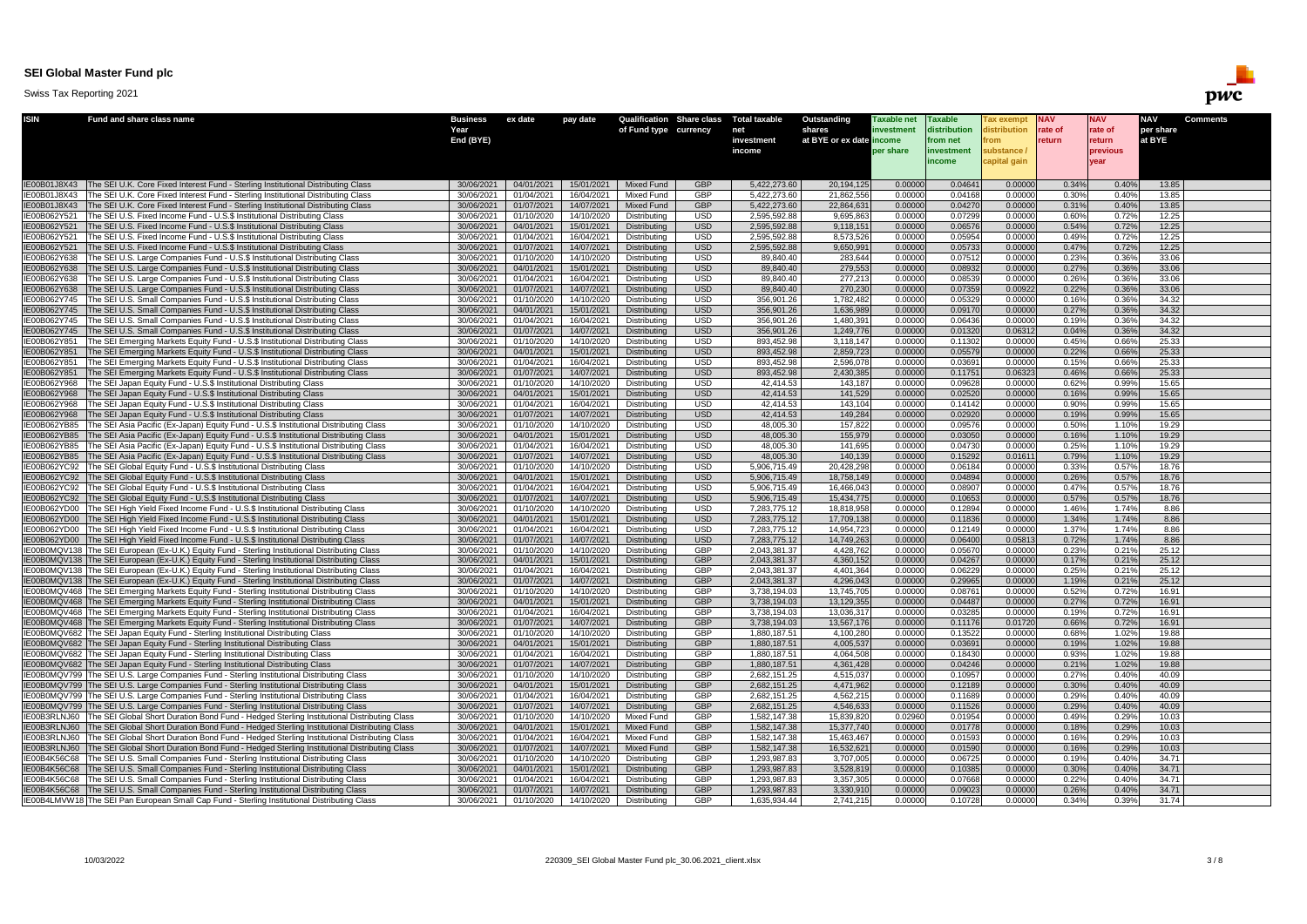# SEI Global Master Fund plc

Swiss Tax Reporting 2021

| ISIN | Fund and share class name | Business Year End (BYE) | ex date | pay date | Qualification of Fund type | Share class currency | Total taxable net investment income | Outstanding shares at BYE or ex date | Taxable net investment income per share | Taxable distribution from net investment income | Tax exempt distribution from substance / capital gain | NAV rate of return | NAV rate of return previous year | NAV per share at BYE | Comments |
|---|---|---|---|---|---|---|---|---|---|---|---|---|---|---|---|
| IE00B01J8X43 | The SEI U.K. Core Fixed Interest Fund - Sterling Institutional Distributing Class | 30/06/2021 | 04/01/2021 | 15/01/2021 | Mixed Fund | GBP | 5,422,273.60 | 20,194,125 | 0.00000 | 0.04641 | 0.00000 | 0.34% | 0.40% | 13.85 | |
| IE00B01J8X43 | The SEI U.K. Core Fixed Interest Fund - Sterling Institutional Distributing Class | 30/06/2021 | 01/04/2021 | 16/04/2021 | Mixed Fund | GBP | 5,422,273.60 | 21,862,556 | 0.00000 | 0.04168 | 0.00000 | 0.30% | 0.40% | 13.85 | |
| IE00B01J8X43 | The SEI U.K. Core Fixed Interest Fund - Sterling Institutional Distributing Class | 30/06/2021 | 01/07/2021 | 14/07/2021 | Mixed Fund | GBP | 5,422,273.60 | 22,864,631 | 0.00000 | 0.04270 | 0.00000 | 0.31% | 0.40% | 13.85 | |
| IE00B062Y521 | The SEI U.S. Fixed Income Fund - U.S.$ Institutional Distributing Class | 30/06/2021 | 01/10/2020 | 14/10/2020 | Distributing | USD | 2,595,592.88 | 9,695,863 | 0.00000 | 0.07299 | 0.00000 | 0.60% | 0.72% | 12.25 | |
| IE00B062Y521 | The SEI U.S. Fixed Income Fund - U.S.$ Institutional Distributing Class | 30/06/2021 | 04/01/2021 | 15/01/2021 | Distributing | USD | 2,595,592.88 | 9,118,151 | 0.00000 | 0.06576 | 0.00000 | 0.54% | 0.72% | 12.25 | |
| IE00B062Y521 | The SEI U.S. Fixed Income Fund - U.S.$ Institutional Distributing Class | 30/06/2021 | 01/04/2021 | 16/04/2021 | Distributing | USD | 2,595,592.88 | 8,573,526 | 0.00000 | 0.05954 | 0.00000 | 0.49% | 0.72% | 12.25 | |
| IE00B062Y521 | The SEI U.S. Fixed Income Fund - U.S.$ Institutional Distributing Class | 30/06/2021 | 01/07/2021 | 14/07/2021 | Distributing | USD | 2,595,592.88 | 9,650,991 | 0.00000 | 0.05733 | 0.00000 | 0.47% | 0.72% | 12.25 | |
| IE00B062Y638 | The SEI U.S. Large Companies Fund - U.S.$ Institutional Distributing Class | 30/06/2021 | 01/10/2020 | 14/10/2020 | Distributing | USD | 89,840.40 | 283,644 | 0.00000 | 0.07512 | 0.00000 | 0.23% | 0.36% | 33.06 | |
| IE00B062Y638 | The SEI U.S. Large Companies Fund - U.S.$ Institutional Distributing Class | 30/06/2021 | 04/01/2021 | 15/01/2021 | Distributing | USD | 89,840.40 | 279,553 | 0.00000 | 0.08932 | 0.00000 | 0.27% | 0.36% | 33.06 | |
| IE00B062Y638 | The SEI U.S. Large Companies Fund - U.S.$ Institutional Distributing Class | 30/06/2021 | 01/04/2021 | 16/04/2021 | Distributing | USD | 89,840.40 | 277,213 | 0.00000 | 0.08539 | 0.00000 | 0.26% | 0.36% | 33.06 | |
| IE00B062Y638 | The SEI U.S. Large Companies Fund - U.S.$ Institutional Distributing Class | 30/06/2021 | 01/07/2021 | 14/07/2021 | Distributing | USD | 89,840.40 | 270,230 | 0.00000 | 0.07359 | 0.00922 | 0.22% | 0.36% | 33.06 | |
| IE00B062Y745 | The SEI U.S. Small Companies Fund - U.S.$ Institutional Distributing Class | 30/06/2021 | 01/10/2020 | 14/10/2020 | Distributing | USD | 356,901.26 | 1,782,482 | 0.00000 | 0.05329 | 0.00000 | 0.16% | 0.36% | 34.32 | |
| IE00B062Y745 | The SEI U.S. Small Companies Fund - U.S.$ Institutional Distributing Class | 30/06/2021 | 04/01/2021 | 15/01/2021 | Distributing | USD | 356,901.26 | 1,636,989 | 0.00000 | 0.09170 | 0.00000 | 0.27% | 0.36% | 34.32 | |
| IE00B062Y745 | The SEI U.S. Small Companies Fund - U.S.$ Institutional Distributing Class | 30/06/2021 | 01/04/2021 | 16/04/2021 | Distributing | USD | 356,901.26 | 1,480,391 | 0.00000 | 0.06436 | 0.00000 | 0.19% | 0.36% | 34.32 | |
| IE00B062Y745 | The SEI U.S. Small Companies Fund - U.S.$ Institutional Distributing Class | 30/06/2021 | 01/07/2021 | 14/07/2021 | Distributing | USD | 356,901.26 | 1,249,776 | 0.00000 | 0.01320 | 0.06312 | 0.04% | 0.36% | 34.32 | |
| IE00B062Y851 | The SEI Emerging Markets Equity Fund - U.S.$ Institutional Distributing Class | 30/06/2021 | 01/10/2020 | 14/10/2020 | Distributing | USD | 893,452.98 | 3,118,147 | 0.00000 | 0.11302 | 0.00000 | 0.45% | 0.66% | 25.33 | |
| IE00B062Y851 | The SEI Emerging Markets Equity Fund - U.S.$ Institutional Distributing Class | 30/06/2021 | 04/01/2021 | 15/01/2021 | Distributing | USD | 893,452.98 | 2,859,723 | 0.00000 | 0.05579 | 0.00000 | 0.22% | 0.66% | 25.33 | |
| IE00B062Y851 | The SEI Emerging Markets Equity Fund - U.S.$ Institutional Distributing Class | 30/06/2021 | 01/04/2021 | 16/04/2021 | Distributing | USD | 893,452.98 | 2,596,078 | 0.00000 | 0.03691 | 0.00000 | 0.15% | 0.66% | 25.33 | |
| IE00B062Y851 | The SEI Emerging Markets Equity Fund - U.S.$ Institutional Distributing Class | 30/06/2021 | 01/07/2021 | 14/07/2021 | Distributing | USD | 893,452.98 | 2,430,385 | 0.00000 | 0.11751 | 0.06323 | 0.46% | 0.66% | 25.33 | |
| IE00B062Y968 | The SEI Japan Equity Fund - U.S.$ Institutional Distributing Class | 30/06/2021 | 01/10/2020 | 14/10/2020 | Distributing | USD | 42,414.53 | 143,187 | 0.00000 | 0.09628 | 0.00000 | 0.62% | 0.99% | 15.65 | |
| IE00B062Y968 | The SEI Japan Equity Fund - U.S.$ Institutional Distributing Class | 30/06/2021 | 04/01/2021 | 15/01/2021 | Distributing | USD | 42,414.53 | 141,529 | 0.00000 | 0.02520 | 0.00000 | 0.16% | 0.99% | 15.65 | |
| IE00B062Y968 | The SEI Japan Equity Fund - U.S.$ Institutional Distributing Class | 30/06/2021 | 01/04/2021 | 16/04/2021 | Distributing | USD | 42,414.53 | 143,104 | 0.00000 | 0.14142 | 0.00000 | 0.90% | 0.99% | 15.65 | |
| IE00B062Y968 | The SEI Japan Equity Fund - U.S.$ Institutional Distributing Class | 30/06/2021 | 01/07/2021 | 14/07/2021 | Distributing | USD | 42,414.53 | 149,284 | 0.00000 | 0.02920 | 0.00000 | 0.19% | 0.99% | 15.65 | |
| IE00B062YB85 | The SEI Asia Pacific (Ex-Japan) Equity Fund - U.S.$ Institutional Distributing Class | 30/06/2021 | 01/10/2020 | 14/10/2020 | Distributing | USD | 48,005.30 | 157,822 | 0.00000 | 0.09576 | 0.00000 | 0.50% | 1.10% | 19.29 | |
| IE00B062YB85 | The SEI Asia Pacific (Ex-Japan) Equity Fund - U.S.$ Institutional Distributing Class | 30/06/2021 | 04/01/2021 | 15/01/2021 | Distributing | USD | 48,005.30 | 155,979 | 0.00000 | 0.03050 | 0.00000 | 0.16% | 1.10% | 19.29 | |
| IE00B062YB85 | The SEI Asia Pacific (Ex-Japan) Equity Fund - U.S.$ Institutional Distributing Class | 30/06/2021 | 01/04/2021 | 16/04/2021 | Distributing | USD | 48,005.30 | 141,695 | 0.00000 | 0.04730 | 0.00000 | 0.25% | 1.10% | 19.29 | |
| IE00B062YB85 | The SEI Asia Pacific (Ex-Japan) Equity Fund - U.S.$ Institutional Distributing Class | 30/06/2021 | 01/07/2021 | 14/07/2021 | Distributing | USD | 48,005.30 | 140,139 | 0.00000 | 0.15292 | 0.01611 | 0.79% | 1.10% | 19.29 | |
| IE00B062YC92 | The SEI Global Equity Fund - U.S.$ Institutional Distributing Class | 30/06/2021 | 01/10/2020 | 14/10/2020 | Distributing | USD | 5,906,715.49 | 20,428,298 | 0.00000 | 0.06184 | 0.00000 | 0.33% | 0.57% | 18.76 | |
| IE00B062YC92 | The SEI Global Equity Fund - U.S.$ Institutional Distributing Class | 30/06/2021 | 04/01/2021 | 15/01/2021 | Distributing | USD | 5,906,715.49 | 18,758,149 | 0.00000 | 0.04894 | 0.00000 | 0.26% | 0.57% | 18.76 | |
| IE00B062YC92 | The SEI Global Equity Fund - U.S.$ Institutional Distributing Class | 30/06/2021 | 01/04/2021 | 16/04/2021 | Distributing | USD | 5,906,715.49 | 16,466,043 | 0.00000 | 0.08907 | 0.00000 | 0.47% | 0.57% | 18.76 | |
| IE00B062YC92 | The SEI Global Equity Fund - U.S.$ Institutional Distributing Class | 30/06/2021 | 01/07/2021 | 14/07/2021 | Distributing | USD | 5,906,715.49 | 15,434,775 | 0.00000 | 0.10653 | 0.00000 | 0.57% | 0.57% | 18.76 | |
| IE00B062YD00 | The SEI High Yield Fixed Income Fund - U.S.$ Institutional Distributing Class | 30/06/2021 | 01/10/2020 | 14/10/2020 | Distributing | USD | 7,283,775.12 | 18,818,958 | 0.00000 | 0.12894 | 0.00000 | 1.46% | 1.74% | 8.86 | |
| IE00B062YD00 | The SEI High Yield Fixed Income Fund - U.S.$ Institutional Distributing Class | 30/06/2021 | 04/01/2021 | 15/01/2021 | Distributing | USD | 7,283,775.12 | 17,709,138 | 0.00000 | 0.11836 | 0.00000 | 1.34% | 1.74% | 8.86 | |
| IE00B062YD00 | The SEI High Yield Fixed Income Fund - U.S.$ Institutional Distributing Class | 30/06/2021 | 01/04/2021 | 16/04/2021 | Distributing | USD | 7,283,775.12 | 14,954,723 | 0.00000 | 0.12149 | 0.00000 | 1.37% | 1.74% | 8.86 | |
| IE00B062YD00 | The SEI High Yield Fixed Income Fund - U.S.$ Institutional Distributing Class | 30/06/2021 | 01/07/2021 | 14/07/2021 | Distributing | USD | 7,283,775.12 | 14,749,263 | 0.00000 | 0.06400 | 0.05813 | 0.72% | 1.74% | 8.86 | |
| IE00B0MQV138 | The SEI European (Ex-U.K.) Equity Fund - Sterling Institutional Distributing Class | 30/06/2021 | 01/10/2020 | 14/10/2020 | Distributing | GBP | 2,043,381.37 | 4,428,762 | 0.00000 | 0.05670 | 0.00000 | 0.23% | 0.21% | 25.12 | |
| IE00B0MQV138 | The SEI European (Ex-U.K.) Equity Fund - Sterling Institutional Distributing Class | 30/06/2021 | 04/01/2021 | 15/01/2021 | Distributing | GBP | 2,043,381.37 | 4,360,152 | 0.00000 | 0.04267 | 0.00000 | 0.17% | 0.21% | 25.12 | |
| IE00B0MQV138 | The SEI European (Ex-U.K.) Equity Fund - Sterling Institutional Distributing Class | 30/06/2021 | 01/04/2021 | 16/04/2021 | Distributing | GBP | 2,043,381.37 | 4,401,364 | 0.00000 | 0.06229 | 0.00000 | 0.25% | 0.21% | 25.12 | |
| IE00B0MQV138 | The SEI European (Ex-U.K.) Equity Fund - Sterling Institutional Distributing Class | 30/06/2021 | 01/07/2021 | 14/07/2021 | Distributing | GBP | 2,043,381.37 | 4,296,043 | 0.00000 | 0.29965 | 0.00000 | 1.19% | 0.21% | 25.12 | |
| IE00B0MQV468 | The SEI Emerging Markets Equity Fund - Sterling Institutional Distributing Class | 30/06/2021 | 01/10/2020 | 14/10/2020 | Distributing | GBP | 3,738,194.03 | 13,745,705 | 0.00000 | 0.08761 | 0.00000 | 0.52% | 0.72% | 16.91 | |
| IE00B0MQV468 | The SEI Emerging Markets Equity Fund - Sterling Institutional Distributing Class | 30/06/2021 | 04/01/2021 | 15/01/2021 | Distributing | GBP | 3,738,194.03 | 13,129,355 | 0.00000 | 0.04487 | 0.00000 | 0.27% | 0.72% | 16.91 | |
| IE00B0MQV468 | The SEI Emerging Markets Equity Fund - Sterling Institutional Distributing Class | 30/06/2021 | 01/04/2021 | 16/04/2021 | Distributing | GBP | 3,738,194.03 | 13,036,317 | 0.00000 | 0.03285 | 0.00000 | 0.19% | 0.72% | 16.91 | |
| IE00B0MQV468 | The SEI Emerging Markets Equity Fund - Sterling Institutional Distributing Class | 30/06/2021 | 01/07/2021 | 14/07/2021 | Distributing | GBP | 3,738,194.03 | 13,567,176 | 0.00000 | 0.11176 | 0.01720 | 0.66% | 0.72% | 16.91 | |
| IE00B0MQV682 | The SEI Japan Equity Fund - Sterling Institutional Distributing Class | 30/06/2021 | 01/10/2020 | 14/10/2020 | Distributing | GBP | 1,880,187.51 | 4,100,280 | 0.00000 | 0.13522 | 0.00000 | 0.68% | 1.02% | 19.88 | |
| IE00B0MQV682 | The SEI Japan Equity Fund - Sterling Institutional Distributing Class | 30/06/2021 | 04/01/2021 | 15/01/2021 | Distributing | GBP | 1,880,187.51 | 4,005,537 | 0.00000 | 0.03691 | 0.00000 | 0.19% | 1.02% | 19.88 | |
| IE00B0MQV682 | The SEI Japan Equity Fund - Sterling Institutional Distributing Class | 30/06/2021 | 01/04/2021 | 16/04/2021 | Distributing | GBP | 1,880,187.51 | 4,064,508 | 0.00000 | 0.18430 | 0.00000 | 0.93% | 1.02% | 19.88 | |
| IE00B0MQV682 | The SEI Japan Equity Fund - Sterling Institutional Distributing Class | 30/06/2021 | 01/07/2021 | 14/07/2021 | Distributing | GBP | 1,880,187.51 | 4,361,428 | 0.00000 | 0.04246 | 0.00000 | 0.21% | 1.02% | 19.88 | |
| IE00B0MQV799 | The SEI U.S. Large Companies Fund - Sterling Institutional Distributing Class | 30/06/2021 | 01/10/2020 | 14/10/2020 | Distributing | GBP | 2,682,151.25 | 4,515,037 | 0.00000 | 0.10957 | 0.00000 | 0.27% | 0.40% | 40.09 | |
| IE00B0MQV799 | The SEI U.S. Large Companies Fund - Sterling Institutional Distributing Class | 30/06/2021 | 04/01/2021 | 15/01/2021 | Distributing | GBP | 2,682,151.25 | 4,471,962 | 0.00000 | 0.12189 | 0.00000 | 0.30% | 0.40% | 40.09 | |
| IE00B0MQV799 | The SEI U.S. Large Companies Fund - Sterling Institutional Distributing Class | 30/06/2021 | 01/04/2021 | 16/04/2021 | Distributing | GBP | 2,682,151.25 | 4,562,215 | 0.00000 | 0.11689 | 0.00000 | 0.29% | 0.40% | 40.09 | |
| IE00B0MQV799 | The SEI U.S. Large Companies Fund - Sterling Institutional Distributing Class | 30/06/2021 | 01/07/2021 | 14/07/2021 | Distributing | GBP | 2,682,151.25 | 4,546,633 | 0.00000 | 0.11526 | 0.00000 | 0.29% | 0.40% | 40.09 | |
| IE00B3RLNJ60 | The SEI Global Short Duration Bond Fund - Hedged Sterling Institutional Distributing Class | 30/06/2021 | 01/10/2020 | 14/10/2020 | Mixed Fund | GBP | 1,582,147.38 | 15,839,820 | 0.02960 | 0.01954 | 0.00000 | 0.49% | 0.29% | 10.03 | |
| IE00B3RLNJ60 | The SEI Global Short Duration Bond Fund - Hedged Sterling Institutional Distributing Class | 30/06/2021 | 04/01/2021 | 15/01/2021 | Mixed Fund | GBP | 1,582,147.38 | 15,377,740 | 0.00000 | 0.01778 | 0.00000 | 0.18% | 0.29% | 10.03 | |
| IE00B3RLNJ60 | The SEI Global Short Duration Bond Fund - Hedged Sterling Institutional Distributing Class | 30/06/2021 | 01/04/2021 | 16/04/2021 | Mixed Fund | GBP | 1,582,147.38 | 15,463,467 | 0.00000 | 0.01593 | 0.00000 | 0.16% | 0.29% | 10.03 | |
| IE00B3RLNJ60 | The SEI Global Short Duration Bond Fund - Hedged Sterling Institutional Distributing Class | 30/06/2021 | 01/07/2021 | 14/07/2021 | Mixed Fund | GBP | 1,582,147.38 | 16,532,621 | 0.00000 | 0.01590 | 0.00000 | 0.16% | 0.29% | 10.03 | |
| IE00B4K56C68 | The SEI U.S. Small Companies Fund - Sterling Institutional Distributing Class | 30/06/2021 | 01/10/2020 | 14/10/2020 | Distributing | GBP | 1,293,987.83 | 3,707,005 | 0.00000 | 0.06725 | 0.00000 | 0.19% | 0.40% | 34.71 | |
| IE00B4K56C68 | The SEI U.S. Small Companies Fund - Sterling Institutional Distributing Class | 30/06/2021 | 04/01/2021 | 15/01/2021 | Distributing | GBP | 1,293,987.83 | 3,528,819 | 0.00000 | 0.10385 | 0.00000 | 0.30% | 0.40% | 34.71 | |
| IE00B4K56C68 | The SEI U.S. Small Companies Fund - Sterling Institutional Distributing Class | 30/06/2021 | 01/04/2021 | 16/04/2021 | Distributing | GBP | 1,293,987.83 | 3,357,305 | 0.00000 | 0.07668 | 0.00000 | 0.22% | 0.40% | 34.71 | |
| IE00B4K56C68 | The SEI U.S. Small Companies Fund - Sterling Institutional Distributing Class | 30/06/2021 | 01/07/2021 | 14/07/2021 | Distributing | GBP | 1,293,987.83 | 3,330,910 | 0.00000 | 0.09023 | 0.00000 | 0.26% | 0.40% | 34.71 | |
| IE00B4LMVW18 | The SEI Pan European Small Cap Fund - Sterling Institutional Distributing Class | 30/06/2021 | 01/10/2020 | 14/10/2020 | Distributing | GBP | 1,635,934.44 | 2,741,215 | 0.00000 | 0.10728 | 0.00000 | 0.34% | 0.39% | 31.74 | |

10/03/2022 220309_SEI Global Master Fund plc_30.06.2021_client.xlsx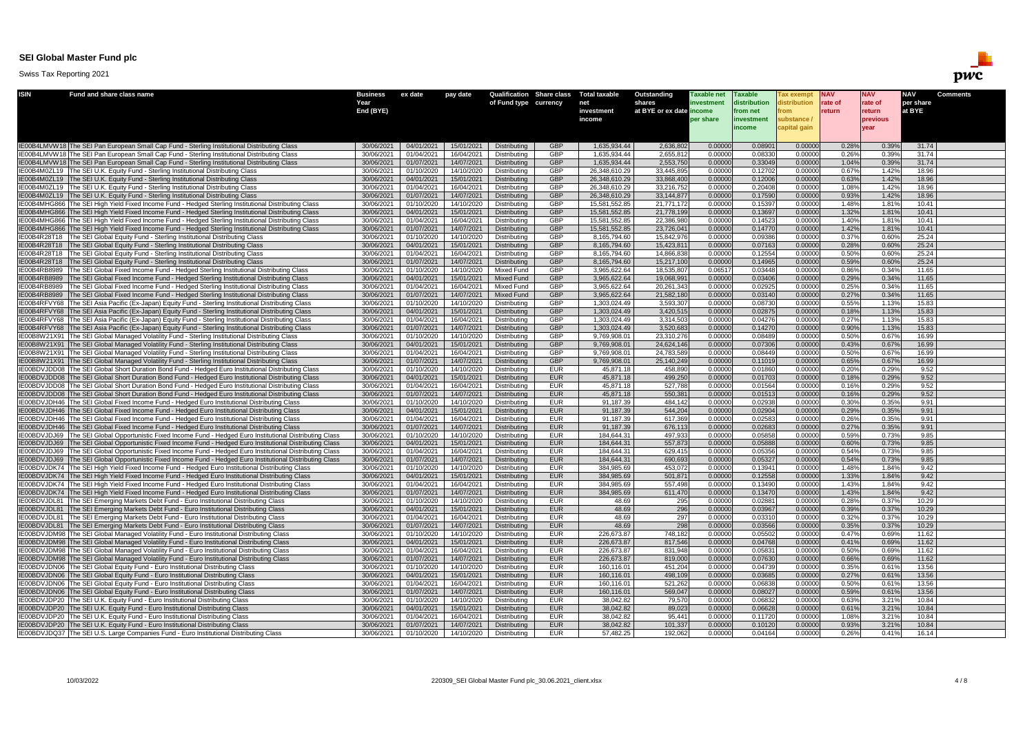# SEI Global Master Fund plc

Swiss Tax Reporting 2021

| ISIN | Fund and share class name | Business Year End (BYE) | ex date | pay date | Qualification of Fund type | Share class currency | Total taxable net investment income | Outstanding shares at BYE or ex date | Taxable net investment income per share | Taxable distribution from net investment income | Tax exempt distribution from substance / capital gain | NAV rate of return | NAV rate of return previous year | NAV per share at BYE | Comments |
|---|---|---|---|---|---|---|---|---|---|---|---|---|---|---|---|
| IE00B4LMVW18 | The SEI Pan European Small Cap Fund - Sterling Institutional Distributing Class | 30/06/2021 | 04/01/2021 | 15/01/2021 | Distributing | GBP | 1,635,934.44 | 2,636,802 | 0.00000 | 0.08901 | 0.00000 | 0.28% | 0.39% | 31.74 | |
| IE00B4LMVW18 | The SEI Pan European Small Cap Fund - Sterling Institutional Distributing Class | 30/06/2021 | 01/04/2021 | 16/04/2021 | Distributing | GBP | 1,635,934.44 | 2,655,812 | 0.00000 | 0.08330 | 0.00000 | 0.26% | 0.39% | 31.74 | |
| IE00B4LMVW18 | The SEI Pan European Small Cap Fund - Sterling Institutional Distributing Class | 30/06/2021 | 01/07/2021 | 14/07/2021 | Distributing | GBP | 1,635,934.44 | 2,553,750 | 0.00000 | 0.33049 | 0.00000 | 1.04% | 0.39% | 31.74 | |
| IE00B4M0ZL19 | The SEI U.K. Equity Fund - Sterling Institutional Distributing Class | 30/06/2021 | 01/10/2020 | 14/10/2020 | Distributing | GBP | 26,348,610.29 | 33,445,895 | 0.00000 | 0.12702 | 0.00000 | 0.67% | 1.42% | 18.96 | |
| IE00B4M0ZL19 | The SEI U.K. Equity Fund - Sterling Institutional Distributing Class | 30/06/2021 | 04/01/2021 | 15/01/2021 | Distributing | GBP | 26,348,610.29 | 33,868,400 | 0.00000 | 0.12006 | 0.00000 | 0.63% | 1.42% | 18.96 | |
| IE00B4M0ZL19 | The SEI U.K. Equity Fund - Sterling Institutional Distributing Class | 30/06/2021 | 01/04/2021 | 16/04/2021 | Distributing | GBP | 26,348,610.29 | 33,216,752 | 0.00000 | 0.20408 | 0.00000 | 1.08% | 1.42% | 18.96 | |
| IE00B4M0ZL19 | The SEI U.K. Equity Fund - Sterling Institutional Distributing Class | 30/06/2021 | 01/07/2021 | 14/07/2021 | Distributing | GBP | 26,348,610.29 | 33,144,877 | 0.00000 | 0.17590 | 0.00000 | 0.93% | 1.42% | 18.96 | |
| IE00B4MHG866 | The SEI High Yield Fixed Income Fund - Hedged Sterling Institutional Distributing Class | 30/06/2021 | 01/10/2020 | 14/10/2020 | Distributing | GBP | 15,581,552.85 | 21,771,172 | 0.00000 | 0.15397 | 0.00000 | 1.48% | 1.81% | 10.41 | |
| IE00B4MHG866 | The SEI High Yield Fixed Income Fund - Hedged Sterling Institutional Distributing Class | 30/06/2021 | 04/01/2021 | 15/01/2021 | Distributing | GBP | 15,581,552.85 | 21,778,199 | 0.00000 | 0.13697 | 0.00000 | 1.32% | 1.81% | 10.41 | |
| IE00B4MHG866 | The SEI High Yield Fixed Income Fund - Hedged Sterling Institutional Distributing Class | 30/06/2021 | 01/04/2021 | 16/04/2021 | Distributing | GBP | 15,581,552.85 | 22,386,980 | 0.00000 | 0.14523 | 0.00000 | 1.40% | 1.81% | 10.41 | |
| IE00B4MHG866 | The SEI High Yield Fixed Income Fund - Hedged Sterling Institutional Distributing Class | 30/06/2021 | 01/07/2021 | 14/07/2021 | Distributing | GBP | 15,581,552.85 | 23,726,041 | 0.00000 | 0.14770 | 0.00000 | 1.42% | 1.81% | 10.41 | |
| IE00B4R28T18 | The SEI Global Equity Fund - Sterling Institutional Distributing Class | 30/06/2021 | 01/10/2020 | 14/10/2020 | Distributing | GBP | 8,165,794.60 | 15,842,976 | 0.00000 | 0.09386 | 0.00000 | 0.37% | 0.60% | 25.24 | |
| IE00B4R28T18 | The SEI Global Equity Fund - Sterling Institutional Distributing Class | 30/06/2021 | 04/01/2021 | 15/01/2021 | Distributing | GBP | 8,165,794.60 | 15,423,811 | 0.00000 | 0.07163 | 0.00000 | 0.28% | 0.60% | 25.24 | |
| IE00B4R28T18 | The SEI Global Equity Fund - Sterling Institutional Distributing Class | 30/06/2021 | 01/04/2021 | 16/04/2021 | Distributing | GBP | 8,165,794.60 | 14,866,838 | 0.00000 | 0.12554 | 0.00000 | 0.50% | 0.60% | 25.24 | |
| IE00B4R28T18 | The SEI Global Equity Fund - Sterling Institutional Distributing Class | 30/06/2021 | 01/07/2021 | 14/07/2021 | Distributing | GBP | 8,165,794.60 | 15,217,100 | 0.00000 | 0.14965 | 0.00000 | 0.59% | 0.60% | 25.24 | |
| IE00B4RB8989 | The SEI Global Fixed Income Fund - Hedged Sterling Institutional Distributing Class | 30/06/2021 | 01/10/2020 | 14/10/2020 | Mixed Fund | GBP | 3,965,622.64 | 18,535,807 | 0.06517 | 0.03448 | 0.00000 | 0.86% | 0.34% | 11.65 | |
| IE00B4RB8989 | The SEI Global Fixed Income Fund - Hedged Sterling Institutional Distributing Class | 30/06/2021 | 04/01/2021 | 15/01/2021 | Mixed Fund | GBP | 3,965,622.64 | 19,068,991 | 0.00000 | 0.03406 | 0.00000 | 0.29% | 0.34% | 11.65 | |
| IE00B4RB8989 | The SEI Global Fixed Income Fund - Hedged Sterling Institutional Distributing Class | 30/06/2021 | 01/04/2021 | 16/04/2021 | Mixed Fund | GBP | 3,965,622.64 | 20,261,343 | 0.00000 | 0.02925 | 0.00000 | 0.25% | 0.34% | 11.65 | |
| IE00B4RB8989 | The SEI Global Fixed Income Fund - Hedged Sterling Institutional Distributing Class | 30/06/2021 | 01/07/2021 | 14/07/2021 | Mixed Fund | GBP | 3,965,622.64 | 21,582,180 | 0.00000 | 0.03140 | 0.00000 | 0.27% | 0.34% | 11.65 | |
| IE00B4RFVY68 | The SEI Asia Pacific (Ex-Japan) Equity Fund - Sterling Institutional Distributing Class | 30/06/2021 | 01/10/2020 | 14/10/2020 | Distributing | GBP | 1,303,024.49 | 3,593,307 | 0.00000 | 0.08730 | 0.00000 | 0.55% | 1.13% | 15.83 | |
| IE00B4RFVY68 | The SEI Asia Pacific (Ex-Japan) Equity Fund - Sterling Institutional Distributing Class | 30/06/2021 | 04/01/2021 | 15/01/2021 | Distributing | GBP | 1,303,024.49 | 3,420,515 | 0.00000 | 0.02875 | 0.00000 | 0.18% | 1.13% | 15.83 | |
| IE00B4RFVY68 | The SEI Asia Pacific (Ex-Japan) Equity Fund - Sterling Institutional Distributing Class | 30/06/2021 | 01/04/2021 | 16/04/2021 | Distributing | GBP | 1,303,024.49 | 3,314,503 | 0.00000 | 0.04276 | 0.00000 | 0.27% | 1.13% | 15.83 | |
| IE00B4RFVY68 | The SEI Asia Pacific (Ex-Japan) Equity Fund - Sterling Institutional Distributing Class | 30/06/2021 | 01/07/2021 | 14/07/2021 | Distributing | GBP | 1,303,024.49 | 3,520,683 | 0.00000 | 0.14270 | 0.00000 | 0.90% | 1.13% | 15.83 | |
| IE00B8W21X91 | The SEI Global Managed Volatility Fund - Sterling Institutional Distributing Class | 30/06/2021 | 01/10/2020 | 14/10/2020 | Distributing | GBP | 9,769,908.01 | 23,310,276 | 0.00000 | 0.08489 | 0.00000 | 0.50% | 0.67% | 16.99 | |
| IE00B8W21X91 | The SEI Global Managed Volatility Fund - Sterling Institutional Distributing Class | 30/06/2021 | 04/01/2021 | 15/01/2021 | Distributing | GBP | 9,769,908.01 | 24,624,146 | 0.00000 | 0.07306 | 0.00000 | 0.43% | 0.67% | 16.99 | |
| IE00B8W21X91 | The SEI Global Managed Volatility Fund - Sterling Institutional Distributing Class | 30/06/2021 | 01/04/2021 | 16/04/2021 | Distributing | GBP | 9,769,908.01 | 24,783,589 | 0.00000 | 0.08449 | 0.00000 | 0.50% | 0.67% | 16.99 | |
| IE00B8W21X91 | The SEI Global Managed Volatility Fund - Sterling Institutional Distributing Class | 30/06/2021 | 01/07/2021 | 14/07/2021 | Distributing | GBP | 9,769,908.01 | 25,140,249 | 0.00000 | 0.11019 | 0.00000 | 0.65% | 0.67% | 16.99 | |
| IE00BDVJDD08 | The SEI Global Short Duration Bond Fund - Hedged Euro Institutional Distributing Class | 30/06/2021 | 01/10/2020 | 14/10/2020 | Distributing | EUR | 45,871.18 | 458,890 | 0.00000 | 0.01860 | 0.00000 | 0.20% | 0.29% | 9.52 | |
| IE00BDVJDD08 | The SEI Global Short Duration Bond Fund - Hedged Euro Institutional Distributing Class | 30/06/2021 | 04/01/2021 | 15/01/2021 | Distributing | EUR | 45,871.18 | 499,250 | 0.00000 | 0.01703 | 0.00000 | 0.18% | 0.29% | 9.52 | |
| IE00BDVJDD08 | The SEI Global Short Duration Bond Fund - Hedged Euro Institutional Distributing Class | 30/06/2021 | 01/04/2021 | 16/04/2021 | Distributing | EUR | 45,871.18 | 527,788 | 0.00000 | 0.01564 | 0.00000 | 0.16% | 0.29% | 9.52 | |
| IE00BDVJDD08 | The SEI Global Short Duration Bond Fund - Hedged Euro Institutional Distributing Class | 30/06/2021 | 01/07/2021 | 14/07/2021 | Distributing | EUR | 45,871.18 | 550,381 | 0.00000 | 0.01513 | 0.00000 | 0.16% | 0.29% | 9.52 | |
| IE00BDVJDH46 | The SEI Global Fixed Income Fund - Hedged Euro Institutional Distributing Class | 30/06/2021 | 01/10/2020 | 14/10/2020 | Distributing | EUR | 91,187.39 | 484,142 | 0.00000 | 0.02938 | 0.00000 | 0.30% | 0.35% | 9.91 | |
| IE00BDVJDH46 | The SEI Global Fixed Income Fund - Hedged Euro Institutional Distributing Class | 30/06/2021 | 04/01/2021 | 15/01/2021 | Distributing | EUR | 91,187.39 | 544,204 | 0.00000 | 0.02904 | 0.00000 | 0.29% | 0.35% | 9.91 | |
| IE00BDVJDH46 | The SEI Global Fixed Income Fund - Hedged Euro Institutional Distributing Class | 30/06/2021 | 01/04/2021 | 16/04/2021 | Distributing | EUR | 91,187.39 | 617,369 | 0.00000 | 0.02583 | 0.00000 | 0.26% | 0.35% | 9.91 | |
| IE00BDVJDH46 | The SEI Global Fixed Income Fund - Hedged Euro Institutional Distributing Class | 30/06/2021 | 01/07/2021 | 14/07/2021 | Distributing | EUR | 91,187.39 | 676,113 | 0.00000 | 0.02683 | 0.00000 | 0.27% | 0.35% | 9.91 | |
| IE00BDVJDJ69 | The SEI Global Opportunistic Fixed Income Fund - Hedged Euro Institutional Distributing Class | 30/06/2021 | 01/10/2020 | 14/10/2020 | Distributing | EUR | 184,644.31 | 497,933 | 0.00000 | 0.05858 | 0.00000 | 0.59% | 0.73% | 9.85 | |
| IE00BDVJDJ69 | The SEI Global Opportunistic Fixed Income Fund - Hedged Euro Institutional Distributing Class | 30/06/2021 | 04/01/2021 | 15/01/2021 | Distributing | EUR | 184,644.31 | 557,873 | 0.00000 | 0.05888 | 0.00000 | 0.60% | 0.73% | 9.85 | |
| IE00BDVJDJ69 | The SEI Global Opportunistic Fixed Income Fund - Hedged Euro Institutional Distributing Class | 30/06/2021 | 01/04/2021 | 16/04/2021 | Distributing | EUR | 184,644.31 | 629,415 | 0.00000 | 0.05356 | 0.00000 | 0.54% | 0.73% | 9.85 | |
| IE00BDVJDJ69 | The SEI Global Opportunistic Fixed Income Fund - Hedged Euro Institutional Distributing Class | 30/06/2021 | 01/07/2021 | 14/07/2021 | Distributing | EUR | 184,644.31 | 690,693 | 0.00000 | 0.05327 | 0.00000 | 0.54% | 0.73% | 9.85 | |
| IE00BDVJDK74 | The SEI High Yield Fixed Income Fund - Hedged Euro Institutional Distributing Class | 30/06/2021 | 01/10/2020 | 14/10/2020 | Distributing | EUR | 384,985.69 | 453,072 | 0.00000 | 0.13941 | 0.00000 | 1.48% | 1.84% | 9.42 | |
| IE00BDVJDK74 | The SEI High Yield Fixed Income Fund - Hedged Euro Institutional Distributing Class | 30/06/2021 | 04/01/2021 | 15/01/2021 | Distributing | EUR | 384,985.69 | 501,871 | 0.00000 | 0.12558 | 0.00000 | 1.33% | 1.84% | 9.42 | |
| IE00BDVJDK74 | The SEI High Yield Fixed Income Fund - Hedged Euro Institutional Distributing Class | 30/06/2021 | 01/04/2021 | 16/04/2021 | Distributing | EUR | 384,985.69 | 557,498 | 0.00000 | 0.13490 | 0.00000 | 1.43% | 1.84% | 9.42 | |
| IE00BDVJDK74 | The SEI High Yield Fixed Income Fund - Hedged Euro Institutional Distributing Class | 30/06/2021 | 01/07/2021 | 14/07/2021 | Distributing | EUR | 384,985.69 | 611,470 | 0.00000 | 0.13470 | 0.00000 | 1.43% | 1.84% | 9.42 | |
| IE00BDVJDL81 | The SEI Emerging Markets Debt Fund - Euro Institutional Distributing Class | 30/06/2021 | 01/10/2020 | 14/10/2020 | Distributing | EUR | 48.69 | 295 | 0.00000 | 0.02881 | 0.00000 | 0.28% | 0.37% | 10.29 | |
| IE00BDVJDL81 | The SEI Emerging Markets Debt Fund - Euro Institutional Distributing Class | 30/06/2021 | 04/01/2021 | 15/01/2021 | Distributing | EUR | 48.69 | 296 | 0.00000 | 0.03967 | 0.00000 | 0.39% | 0.37% | 10.29 | |
| IE00BDVJDL81 | The SEI Emerging Markets Debt Fund - Euro Institutional Distributing Class | 30/06/2021 | 01/04/2021 | 16/04/2021 | Distributing | EUR | 48.69 | 297 | 0.00000 | 0.03310 | 0.00000 | 0.32% | 0.37% | 10.29 | |
| IE00BDVJDL81 | The SEI Emerging Markets Debt Fund - Euro Institutional Distributing Class | 30/06/2021 | 01/07/2021 | 14/07/2021 | Distributing | EUR | 48.69 | 298 | 0.00000 | 0.03566 | 0.00000 | 0.35% | 0.37% | 10.29 | |
| IE00BDVJDM98 | The SEI Global Managed Volatility Fund - Euro Institutional Distributing Class | 30/06/2021 | 01/10/2020 | 14/10/2020 | Distributing | EUR | 226,673.87 | 748,182 | 0.00000 | 0.05502 | 0.00000 | 0.47% | 0.69% | 11.62 | |
| IE00BDVJDM98 | The SEI Global Managed Volatility Fund - Euro Institutional Distributing Class | 30/06/2021 | 04/01/2021 | 15/01/2021 | Distributing | EUR | 226,673.87 | 817,546 | 0.00000 | 0.04768 | 0.00000 | 0.41% | 0.69% | 11.62 | |
| IE00BDVJDM98 | The SEI Global Managed Volatility Fund - Euro Institutional Distributing Class | 30/06/2021 | 01/04/2021 | 16/04/2021 | Distributing | EUR | 226,673.87 | 831,948 | 0.00000 | 0.05831 | 0.00000 | 0.50% | 0.69% | 11.62 | |
| IE00BDVJDM98 | The SEI Global Managed Volatility Fund - Euro Institutional Distributing Class | 30/06/2021 | 01/07/2021 | 14/07/2021 | Distributing | EUR | 226,673.87 | 819,000 | 0.00000 | 0.07630 | 0.00000 | 0.66% | 0.69% | 11.62 | |
| IE00BDVJDN06 | The SEI Global Equity Fund - Euro Institutional Distributing Class | 30/06/2021 | 01/10/2020 | 14/10/2020 | Distributing | EUR | 160,116.01 | 451,204 | 0.00000 | 0.04739 | 0.00000 | 0.35% | 0.61% | 13.56 | |
| IE00BDVJDN06 | The SEI Global Equity Fund - Euro Institutional Distributing Class | 30/06/2021 | 04/01/2021 | 15/01/2021 | Distributing | EUR | 160,116.01 | 498,109 | 0.00000 | 0.03685 | 0.00000 | 0.27% | 0.61% | 13.56 | |
| IE00BDVJDN06 | The SEI Global Equity Fund - Euro Institutional Distributing Class | 30/06/2021 | 01/04/2021 | 16/04/2021 | Distributing | EUR | 160,116.01 | 521,262 | 0.00000 | 0.06838 | 0.00000 | 0.50% | 0.61% | 13.56 | |
| IE00BDVJDN06 | The SEI Global Equity Fund - Euro Institutional Distributing Class | 30/06/2021 | 01/07/2021 | 14/07/2021 | Distributing | EUR | 160,116.01 | 569,047 | 0.00000 | 0.08027 | 0.00000 | 0.59% | 0.61% | 13.56 | |
| IE00BDVJDP20 | The SEI U.K. Equity Fund - Euro Institutional Distributing Class | 30/06/2021 | 01/10/2020 | 14/10/2020 | Distributing | EUR | 38,042.82 | 79,570 | 0.00000 | 0.06832 | 0.00000 | 0.63% | 3.21% | 10.84 | |
| IE00BDVJDP20 | The SEI U.K. Equity Fund - Euro Institutional Distributing Class | 30/06/2021 | 04/01/2021 | 15/01/2021 | Distributing | EUR | 38,042.82 | 89,023 | 0.00000 | 0.06628 | 0.00000 | 0.61% | 3.21% | 10.84 | |
| IE00BDVJDP20 | The SEI U.K. Equity Fund - Euro Institutional Distributing Class | 30/06/2021 | 01/04/2021 | 16/04/2021 | Distributing | EUR | 38,042.82 | 95,441 | 0.00000 | 0.11720 | 0.00000 | 1.08% | 3.21% | 10.84 | |
| IE00BDVJDP20 | The SEI U.K. Equity Fund - Euro Institutional Distributing Class | 30/06/2021 | 01/07/2021 | 14/07/2021 | Distributing | EUR | 38,042.82 | 101,337 | 0.00000 | 0.10120 | 0.00000 | 0.93% | 3.21% | 10.84 | |
| IE00BDVJDQ37 | The SEI U.S. Large Companies Fund - Euro Institutional Distributing Class | 30/06/2021 | 01/10/2020 | 14/10/2020 | Distributing | EUR | 57,482.25 | 192,062 | 0.00000 | 0.04164 | 0.00000 | 0.26% | 0.41% | 16.14 | |

10/03/2022

220309_SEI Global Master Fund plc_30.06.2021_client.xlsx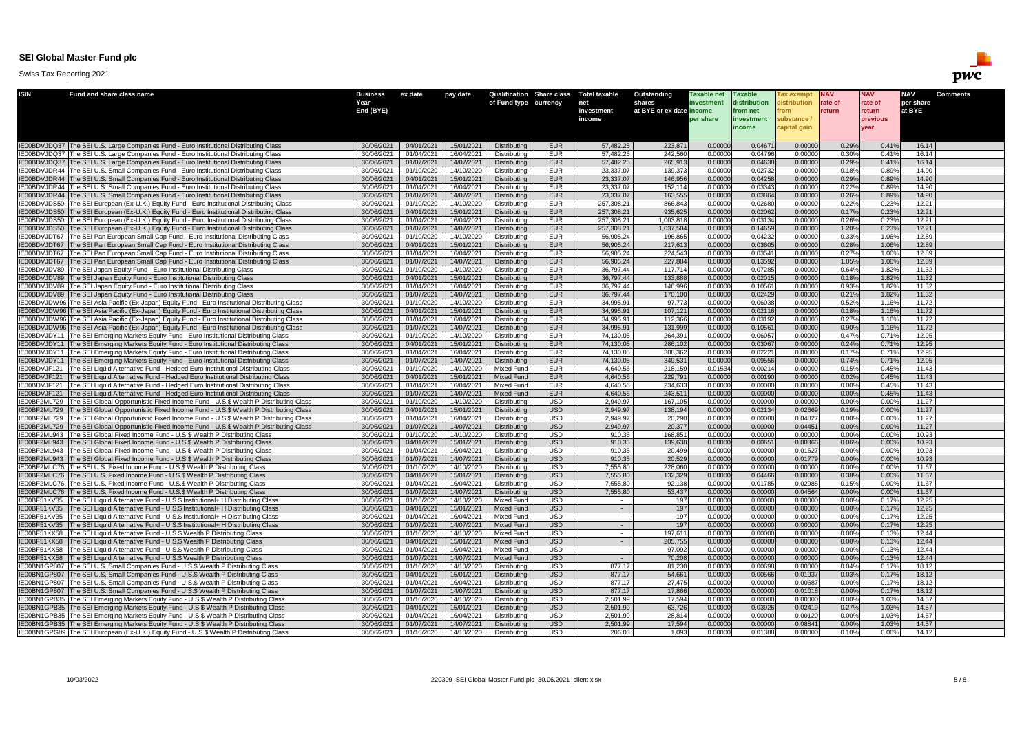# SEI Global Master Fund plc

Swiss Tax Reporting 2021

| ISIN | Fund and share class name | Business Year End (BYE) | ex date | pay date | Qualification of Fund type | Share class currency | Total taxable net investment income | Outstanding shares at BYE or ex date | Taxable net investment income per share | Taxable distribution from net investment income | Tax exempt distribution from substance / capital gain | NAV rate of return | NAV rate of return previous year | NAV per share at BYE | Comments |
|---|---|---|---|---|---|---|---|---|---|---|---|---|---|---|---|
| IE00BDVJDQ37 | The SEI U.S. Large Companies Fund - Euro Institutional Distributing Class | 30/06/2021 | 04/01/2021 | 15/01/2021 | Distributing | EUR | 57,482.25 | 223,871 | 0.00000 | 0.04671 | 0.00000 | 0.29% | 0.41% | 16.14 | |
| IE00BDVJDQ37 | The SEI U.S. Large Companies Fund - Euro Institutional Distributing Class | 30/06/2021 | 01/04/2021 | 16/04/2021 | Distributing | EUR | 57,482.25 | 242,560 | 0.00000 | 0.04796 | 0.00000 | 0.30% | 0.41% | 16.14 | |
| IE00BDVJDQ37 | The SEI U.S. Large Companies Fund - Euro Institutional Distributing Class | 30/06/2021 | 01/07/2021 | 14/07/2021 | Distributing | EUR | 57,482.25 | 265,913 | 0.00000 | 0.04638 | 0.00000 | 0.29% | 0.41% | 16.14 | |
| IE00BDVJDR44 | The SEI U.S. Small Companies Fund - Euro Institutional Distributing Class | 30/06/2021 | 01/10/2020 | 14/10/2020 | Distributing | EUR | 23,337.07 | 139,373 | 0.00000 | 0.02732 | 0.00000 | 0.18% | 0.89% | 14.90 | |
| IE00BDVJDR44 | The SEI U.S. Small Companies Fund - Euro Institutional Distributing Class | 30/06/2021 | 04/01/2021 | 15/01/2021 | Distributing | EUR | 23,337.07 | 146,956 | 0.00000 | 0.04258 | 0.00000 | 0.29% | 0.89% | 14.90 | |
| IE00BDVJDR44 | The SEI U.S. Small Companies Fund - Euro Institutional Distributing Class | 30/06/2021 | 01/04/2021 | 16/04/2021 | Distributing | EUR | 23,337.07 | 152,114 | 0.00000 | 0.03343 | 0.00000 | 0.22% | 0.89% | 14.90 | |
| IE00BDVJDR44 | The SEI U.S. Small Companies Fund - Euro Institutional Distributing Class | 30/06/2021 | 01/07/2021 | 14/07/2021 | Distributing | EUR | 23,337.07 | 163,555 | 0.00000 | 0.03864 | 0.00000 | 0.26% | 0.89% | 14.90 | |
| IE00BDVJDS50 | The SEI European (Ex-U.K.) Equity Fund - Euro Institutional Distributing Class | 30/06/2021 | 01/10/2020 | 14/10/2020 | Distributing | EUR | 257,308.21 | 866,843 | 0.00000 | 0.02680 | 0.00000 | 0.22% | 0.23% | 12.21 | |
| IE00BDVJDS50 | The SEI European (Ex-U.K.) Equity Fund - Euro Institutional Distributing Class | 30/06/2021 | 04/01/2021 | 15/01/2021 | Distributing | EUR | 257,308.21 | 935,625 | 0.00000 | 0.02062 | 0.00000 | 0.17% | 0.23% | 12.21 | |
| IE00BDVJDS50 | The SEI European (Ex-U.K.) Equity Fund - Euro Institutional Distributing Class | 30/06/2021 | 01/04/2021 | 16/04/2021 | Distributing | EUR | 257,308.21 | 1,003,818 | 0.00000 | 0.03134 | 0.00000 | 0.26% | 0.23% | 12.21 | |
| IE00BDVJDS50 | The SEI European (Ex-U.K.) Equity Fund - Euro Institutional Distributing Class | 30/06/2021 | 01/07/2021 | 14/07/2021 | Distributing | EUR | 257,308.21 | 1,037,504 | 0.00000 | 0.14659 | 0.00000 | 1.20% | 0.23% | 12.21 | |
| IE00BDVJDT67 | The SEI Pan European Small Cap Fund - Euro Institutional Distributing Class | 30/06/2021 | 01/10/2020 | 14/10/2020 | Distributing | EUR | 56,905.24 | 196,865 | 0.00000 | 0.04232 | 0.00000 | 0.33% | 1.06% | 12.89 | |
| IE00BDVJDT67 | The SEI Pan European Small Cap Fund - Euro Institutional Distributing Class | 30/06/2021 | 04/01/2021 | 15/01/2021 | Distributing | EUR | 56,905.24 | 217,613 | 0.00000 | 0.03605 | 0.00000 | 0.28% | 1.06% | 12.89 | |
| IE00BDVJDT67 | The SEI Pan European Small Cap Fund - Euro Institutional Distributing Class | 30/06/2021 | 01/04/2021 | 16/04/2021 | Distributing | EUR | 56,905.24 | 224,543 | 0.00000 | 0.03541 | 0.00000 | 0.27% | 1.06% | 12.89 | |
| IE00BDVJDT67 | The SEI Pan European Small Cap Fund - Euro Institutional Distributing Class | 30/06/2021 | 01/07/2021 | 14/07/2021 | Distributing | EUR | 56,905.24 | 227,884 | 0.00000 | 0.13592 | 0.00000 | 1.05% | 1.06% | 12.89 | |
| IE00BDVJDV89 | The SEI Japan Equity Fund - Euro Institutional Distributing Class | 30/06/2021 | 01/10/2020 | 14/10/2020 | Distributing | EUR | 36,797.44 | 117,714 | 0.00000 | 0.07285 | 0.00000 | 0.64% | 1.82% | 11.32 | |
| IE00BDVJDV89 | The SEI Japan Equity Fund - Euro Institutional Distributing Class | 30/06/2021 | 04/01/2021 | 15/01/2021 | Distributing | EUR | 36,797.44 | 133,888 | 0.00000 | 0.02015 | 0.00000 | 0.18% | 1.82% | 11.32 | |
| IE00BDVJDV89 | The SEI Japan Equity Fund - Euro Institutional Distributing Class | 30/06/2021 | 01/04/2021 | 16/04/2021 | Distributing | EUR | 36,797.44 | 146,996 | 0.00000 | 0.10561 | 0.00000 | 0.93% | 1.82% | 11.32 | |
| IE00BDVJDV89 | The SEI Japan Equity Fund - Euro Institutional Distributing Class | 30/06/2021 | 01/07/2021 | 14/07/2021 | Distributing | EUR | 36,797.44 | 170,100 | 0.00000 | 0.02429 | 0.00000 | 0.21% | 1.82% | 11.32 | |
| IE00BDVJDW96 | The SEI Asia Pacific (Ex-Japan) Equity Fund - Euro Institutional Distributing Class | 30/06/2021 | 01/10/2020 | 14/10/2020 | Distributing | EUR | 34,995.91 | 97,773 | 0.00000 | 0.06038 | 0.00000 | 0.52% | 1.16% | 11.72 | |
| IE00BDVJDW96 | The SEI Asia Pacific (Ex-Japan) Equity Fund - Euro Institutional Distributing Class | 30/06/2021 | 04/01/2021 | 15/01/2021 | Distributing | EUR | 34,995.91 | 107,121 | 0.00000 | 0.02116 | 0.00000 | 0.18% | 1.16% | 11.72 | |
| IE00BDVJDW96 | The SEI Asia Pacific (Ex-Japan) Equity Fund - Euro Institutional Distributing Class | 30/06/2021 | 01/04/2021 | 16/04/2021 | Distributing | EUR | 34,995.91 | 112,366 | 0.00000 | 0.03192 | 0.00000 | 0.27% | 1.16% | 11.72 | |
| IE00BDVJDW96 | The SEI Asia Pacific (Ex-Japan) Equity Fund - Euro Institutional Distributing Class | 30/06/2021 | 01/07/2021 | 14/07/2021 | Distributing | EUR | 34,995.91 | 131,999 | 0.00000 | 0.10561 | 0.00000 | 0.90% | 1.16% | 11.72 | |
| IE00BDVJDY11 | The SEI Emerging Markets Equity Fund - Euro Institutional Distributing Class | 30/06/2021 | 01/10/2020 | 14/10/2020 | Distributing | EUR | 74,130.05 | 264,391 | 0.00000 | 0.06057 | 0.00000 | 0.47% | 0.71% | 12.95 | |
| IE00BDVJDY11 | The SEI Emerging Markets Equity Fund - Euro Institutional Distributing Class | 30/06/2021 | 04/01/2021 | 15/01/2021 | Distributing | EUR | 74,130.05 | 286,102 | 0.00000 | 0.03067 | 0.00000 | 0.24% | 0.71% | 12.95 | |
| IE00BDVJDY11 | The SEI Emerging Markets Equity Fund - Euro Institutional Distributing Class | 30/06/2021 | 01/04/2021 | 16/04/2021 | Distributing | EUR | 74,130.05 | 308,362 | 0.00000 | 0.02221 | 0.00000 | 0.17% | 0.71% | 12.95 | |
| IE00BDVJDY11 | The SEI Emerging Markets Equity Fund - Euro Institutional Distributing Class | 30/06/2021 | 01/07/2021 | 14/07/2021 | Distributing | EUR | 74,130.05 | 349,531 | 0.00000 | 0.09556 | 0.00000 | 0.74% | 0.71% | 12.95 | |
| IE00BDVJF121 | The SEI Liquid Alternative Fund - Hedged Euro Institutional Distributing Class | 30/06/2021 | 01/10/2020 | 14/10/2020 | Mixed Fund | EUR | 4,640.56 | 218,159 | 0.01534 | 0.00214 | 0.00000 | 0.15% | 0.45% | 11.43 | |
| IE00BDVJF121 | The SEI Liquid Alternative Fund - Hedged Euro Institutional Distributing Class | 30/06/2021 | 04/01/2021 | 15/01/2021 | Mixed Fund | EUR | 4,640.56 | 229,791 | 0.00000 | 0.00190 | 0.00000 | 0.02% | 0.45% | 11.43 | |
| IE00BDVJF121 | The SEI Liquid Alternative Fund - Hedged Euro Institutional Distributing Class | 30/06/2021 | 01/04/2021 | 16/04/2021 | Mixed Fund | EUR | 4,640.56 | 234,633 | 0.00000 | 0.00000 | 0.00000 | 0.00% | 0.45% | 11.43 | |
| IE00BDVJF121 | The SEI Liquid Alternative Fund - Hedged Euro Institutional Distributing Class | 30/06/2021 | 01/07/2021 | 14/07/2021 | Mixed Fund | EUR | 4,640.56 | 243,511 | 0.00000 | 0.00000 | 0.00000 | 0.00% | 0.45% | 11.43 | |
| IE00BF2ML729 | The SEI Global Opportunistic Fixed Income Fund - U.S.$ Wealth P Distributing Class | 30/06/2021 | 01/10/2020 | 14/10/2020 | Distributing | USD | 2,949.97 | 167,105 | 0.00000 | 0.00000 | 0.00000 | 0.00% | 0.00% | 11.27 | |
| IE00BF2ML729 | The SEI Global Opportunistic Fixed Income Fund - U.S.$ Wealth P Distributing Class | 30/06/2021 | 04/01/2021 | 15/01/2021 | Distributing | USD | 2,949.97 | 138,194 | 0.00000 | 0.02134 | 0.02669 | 0.19% | 0.00% | 11.27 | |
| IE00BF2ML729 | The SEI Global Opportunistic Fixed Income Fund - U.S.$ Wealth P Distributing Class | 30/06/2021 | 01/04/2021 | 16/04/2021 | Distributing | USD | 2,949.97 | 20,290 | 0.00000 | 0.00000 | 0.04827 | 0.00% | 0.00% | 11.27 | |
| IE00BF2ML729 | The SEI Global Opportunistic Fixed Income Fund - U.S.$ Wealth P Distributing Class | 30/06/2021 | 01/07/2021 | 14/07/2021 | Distributing | USD | 2,949.97 | 20,377 | 0.00000 | 0.00000 | 0.04451 | 0.00% | 0.00% | 11.27 | |
| IE00BF2ML943 | The SEI Global Fixed Income Fund - U.S.$ Wealth P Distributing Class | 30/06/2021 | 01/10/2020 | 14/10/2020 | Distributing | USD | 910.35 | 168,851 | 0.00000 | 0.00000 | 0.00000 | 0.00% | 0.00% | 10.93 | |
| IE00BF2ML943 | The SEI Global Fixed Income Fund - U.S.$ Wealth P Distributing Class | 30/06/2021 | 04/01/2021 | 15/01/2021 | Distributing | USD | 910.35 | 139,638 | 0.00000 | 0.00651 | 0.00366 | 0.06% | 0.00% | 10.93 | |
| IE00BF2ML943 | The SEI Global Fixed Income Fund - U.S.$ Wealth P Distributing Class | 30/06/2021 | 01/04/2021 | 16/04/2021 | Distributing | USD | 910.35 | 20,499 | 0.00000 | 0.00000 | 0.01627 | 0.00% | 0.00% | 10.93 | |
| IE00BF2ML943 | The SEI Global Fixed Income Fund - U.S.$ Wealth P Distributing Class | 30/06/2021 | 01/07/2021 | 14/07/2021 | Distributing | USD | 910.35 | 20,529 | 0.00000 | 0.00000 | 0.01779 | 0.00% | 0.00% | 10.93 | |
| IE00BF2MLC76 | The SEI U.S. Fixed Income Fund - U.S.$ Wealth P Distributing Class | 30/06/2021 | 01/10/2020 | 14/10/2020 | Distributing | USD | 7,555.80 | 228,060 | 0.00000 | 0.00000 | 0.00000 | 0.00% | 0.00% | 11.67 | |
| IE00BF2MLC76 | The SEI U.S. Fixed Income Fund - U.S.$ Wealth P Distributing Class | 30/06/2021 | 04/01/2021 | 15/01/2021 | Distributing | USD | 7,555.80 | 132,329 | 0.00000 | 0.04466 | 0.00000 | 0.38% | 0.00% | 11.67 | |
| IE00BF2MLC76 | The SEI U.S. Fixed Income Fund - U.S.$ Wealth P Distributing Class | 30/06/2021 | 01/04/2021 | 16/04/2021 | Distributing | USD | 7,555.80 | 92,138 | 0.00000 | 0.01785 | 0.02985 | 0.15% | 0.00% | 11.67 | |
| IE00BF2MLC76 | The SEI U.S. Fixed Income Fund - U.S.$ Wealth P Distributing Class | 30/06/2021 | 01/07/2021 | 14/07/2021 | Distributing | USD | 7,555.80 | 53,437 | 0.00000 | 0.00000 | 0.04564 | 0.00% | 0.00% | 11.67 | |
| IE00BF51KV35 | The SEI Liquid Alternative Fund - U.S.$ Institutional+ H Distributing Class | 30/06/2021 | 01/10/2020 | 14/10/2020 | Mixed Fund | USD | - | 197 | 0.00000 | 0.00000 | 0.00000 | 0.00% | 0.17% | 12.25 | |
| IE00BF51KV35 | The SEI Liquid Alternative Fund - U.S.$ Institutional+ H Distributing Class | 30/06/2021 | 04/01/2021 | 15/01/2021 | Mixed Fund | USD | - | 197 | 0.00000 | 0.00000 | 0.00000 | 0.00% | 0.17% | 12.25 | |
| IE00BF51KV35 | The SEI Liquid Alternative Fund - U.S.$ Institutional+ H Distributing Class | 30/06/2021 | 01/04/2021 | 16/04/2021 | Mixed Fund | USD | - | 197 | 0.00000 | 0.00000 | 0.00000 | 0.00% | 0.17% | 12.25 | |
| IE00BF51KV35 | The SEI Liquid Alternative Fund - U.S.$ Institutional+ H Distributing Class | 30/06/2021 | 01/07/2021 | 14/07/2021 | Mixed Fund | USD | - | 197 | 0.00000 | 0.00000 | 0.00000 | 0.00% | 0.17% | 12.25 | |
| IE00BF51KX58 | The SEI Liquid Alternative Fund - U.S.$ Wealth P Distributing Class | 30/06/2021 | 01/10/2020 | 14/10/2020 | Mixed Fund | USD | - | 197,611 | 0.00000 | 0.00000 | 0.00000 | 0.00% | 0.13% | 12.44 | |
| IE00BF51KX58 | The SEI Liquid Alternative Fund - U.S.$ Wealth P Distributing Class | 30/06/2021 | 04/01/2021 | 15/01/2021 | Mixed Fund | USD | - | 205,755 | 0.00000 | 0.00000 | 0.00000 | 0.00% | 0.13% | 12.44 | |
| IE00BF51KX58 | The SEI Liquid Alternative Fund - U.S.$ Wealth P Distributing Class | 30/06/2021 | 01/04/2021 | 16/04/2021 | Mixed Fund | USD | - | 97,092 | 0.00000 | 0.00000 | 0.00000 | 0.00% | 0.13% | 12.44 | |
| IE00BF51KX58 | The SEI Liquid Alternative Fund - U.S.$ Wealth P Distributing Class | 30/06/2021 | 01/07/2021 | 14/07/2021 | Mixed Fund | USD | - | 70,208 | 0.00000 | 0.00000 | 0.00000 | 0.00% | 0.13% | 12.44 | |
| IE00BN1GP807 | The SEI U.S. Small Companies Fund - U.S.$ Wealth P Distributing Class | 30/06/2021 | 01/10/2020 | 14/10/2020 | Distributing | USD | 877.17 | 81,230 | 0.00000 | 0.00698 | 0.00000 | 0.04% | 0.17% | 18.12 | |
| IE00BN1GP807 | The SEI U.S. Small Companies Fund - U.S.$ Wealth P Distributing Class | 30/06/2021 | 04/01/2021 | 15/01/2021 | Distributing | USD | 877.17 | 54,661 | 0.00000 | 0.00566 | 0.01937 | 0.03% | 0.17% | 18.12 | |
| IE00BN1GP807 | The SEI U.S. Small Companies Fund - U.S.$ Wealth P Distributing Class | 30/06/2021 | 01/04/2021 | 16/04/2021 | Distributing | USD | 877.17 | 27,475 | 0.00000 | 0.00000 | 0.00687 | 0.00% | 0.17% | 18.12 | |
| IE00BN1GP807 | The SEI U.S. Small Companies Fund - U.S.$ Wealth P Distributing Class | 30/06/2021 | 01/07/2021 | 14/07/2021 | Distributing | USD | 877.17 | 17,866 | 0.00000 | 0.00000 | 0.01018 | 0.00% | 0.17% | 18.12 | |
| IE00BN1GPB35 | The SEI Emerging Markets Equity Fund - U.S.$ Wealth P Distributing Class | 30/06/2021 | 01/10/2020 | 14/10/2020 | Distributing | USD | 2,501.99 | 17,594 | 0.00000 | 0.00000 | 0.00000 | 0.00% | 1.03% | 14.57 | |
| IE00BN1GPB35 | The SEI Emerging Markets Equity Fund - U.S.$ Wealth P Distributing Class | 30/06/2021 | 04/01/2021 | 15/01/2021 | Distributing | USD | 2,501.99 | 63,726 | 0.00000 | 0.03926 | 0.02419 | 0.27% | 1.03% | 14.57 | |
| IE00BN1GPB35 | The SEI Emerging Markets Equity Fund - U.S.$ Wealth P Distributing Class | 30/06/2021 | 01/04/2021 | 16/04/2021 | Distributing | USD | 2,501.99 | 28,814 | 0.00000 | 0.00000 | 0.00120 | 0.00% | 1.03% | 14.57 | |
| IE00BN1GPB35 | The SEI Emerging Markets Equity Fund - U.S.$ Wealth P Distributing Class | 30/06/2021 | 01/07/2021 | 14/07/2021 | Distributing | USD | 2,501.99 | 17,594 | 0.00000 | 0.00000 | 0.08841 | 0.00% | 1.03% | 14.57 | |
| IE00BN1GPG89 | The SEI European (Ex-U.K.) Equity Fund - U.S.$ Wealth P Distributing Class | 30/06/2021 | 01/10/2020 | 14/10/2020 | Distributing | USD | 206.03 | 1,093 | 0.00000 | 0.01388 | 0.00000 | 0.10% | 0.06% | 14.12 | |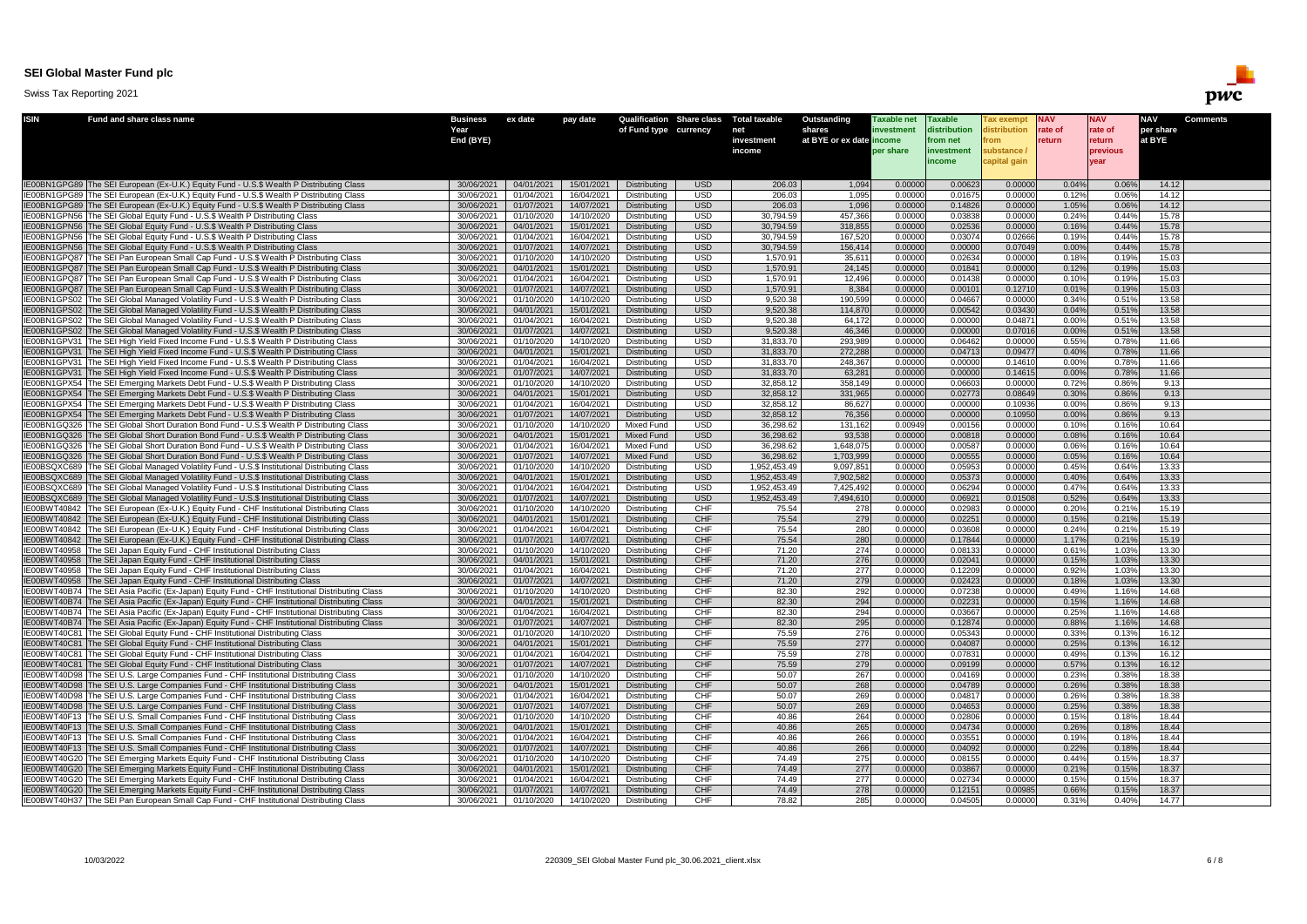# SEI Global Master Fund plc

Swiss Tax Reporting 2021

| ISIN | Fund and share class name | Business Year End (BYE) | ex date | pay date | Qualification of Fund type | Share class currency | Total taxable net investment income | Outstanding shares at BYE or ex date | Taxable net investment income per share | Taxable distribution from net investment income | Tax exempt distribution from substance / capital gain | NAV rate of return | NAV rate of return previous year | NAV per share at BYE | Comments |
|---|---|---|---|---|---|---|---|---|---|---|---|---|---|---|---|
| IE00BN1GPG89 | The SEI European (Ex-U.K.) Equity Fund - U.S.$ Wealth P Distributing Class | 30/06/2021 | 04/01/2021 | 15/01/2021 | Distributing | USD | 206.03 | 1,094 | 0.00000 | 0.00623 | 0.00000 | 0.04% | 0.06% | 14.12 | |
| IE00BN1GPG89 | The SEI European (Ex-U.K.) Equity Fund - U.S.$ Wealth P Distributing Class | 30/06/2021 | 01/04/2021 | 16/04/2021 | Distributing | USD | 206.03 | 1,095 | 0.00000 | 0.01675 | 0.00000 | 0.12% | 0.06% | 14.12 | |
| IE00BN1GPG89 | The SEI European (Ex-U.K.) Equity Fund - U.S.$ Wealth P Distributing Class | 30/06/2021 | 01/07/2021 | 14/07/2021 | Distributing | USD | 206.03 | 1,096 | 0.00000 | 0.14826 | 0.00000 | 1.05% | 0.06% | 14.12 | |
| IE00BN1GPN56 | The SEI Global Equity Fund - U.S.$ Wealth P Distributing Class | 30/06/2021 | 01/10/2020 | 14/10/2020 | Distributing | USD | 30,794.59 | 457,366 | 0.00000 | 0.03838 | 0.00000 | 0.24% | 0.44% | 15.78 | |
| IE00BN1GPN56 | The SEI Global Equity Fund - U.S.$ Wealth P Distributing Class | 30/06/2021 | 04/01/2021 | 15/01/2021 | Distributing | USD | 30,794.59 | 318,855 | 0.00000 | 0.02536 | 0.00000 | 0.16% | 0.44% | 15.78 | |
| IE00BN1GPN56 | The SEI Global Equity Fund - U.S.$ Wealth P Distributing Class | 30/06/2021 | 01/04/2021 | 16/04/2021 | Distributing | USD | 30,794.59 | 167,520 | 0.00000 | 0.03074 | 0.02666 | 0.19% | 0.44% | 15.78 | |
| IE00BN1GPN56 | The SEI Global Equity Fund - U.S.$ Wealth P Distributing Class | 30/06/2021 | 01/07/2021 | 14/07/2021 | Distributing | USD | 30,794.59 | 156,414 | 0.00000 | 0.00000 | 0.07049 | 0.00% | 0.44% | 15.78 | |
| IE00BN1GPQ87 | The SEI Pan European Small Cap Fund - U.S.$ Wealth P Distributing Class | 30/06/2021 | 01/10/2020 | 14/10/2020 | Distributing | USD | 1,570.91 | 35,611 | 0.00000 | 0.02634 | 0.00000 | 0.18% | 0.19% | 15.03 | |
| IE00BN1GPQ87 | The SEI Pan European Small Cap Fund - U.S.$ Wealth P Distributing Class | 30/06/2021 | 04/01/2021 | 15/01/2021 | Distributing | USD | 1,570.91 | 24,145 | 0.00000 | 0.01841 | 0.00000 | 0.12% | 0.19% | 15.03 | |
| IE00BN1GPQ87 | The SEI Pan European Small Cap Fund - U.S.$ Wealth P Distributing Class | 30/06/2021 | 01/04/2021 | 16/04/2021 | Distributing | USD | 1,570.91 | 12,496 | 0.00000 | 0.01438 | 0.00000 | 0.10% | 0.19% | 15.03 | |
| IE00BN1GPQ87 | The SEI Pan European Small Cap Fund - U.S.$ Wealth P Distributing Class | 30/06/2021 | 01/07/2021 | 14/07/2021 | Distributing | USD | 1,570.91 | 8,384 | 0.00000 | 0.00101 | 0.12710 | 0.01% | 0.19% | 15.03 | |
| IE00BN1GPS02 | The SEI Global Managed Volatility Fund - U.S.$ Wealth P Distributing Class | 30/06/2021 | 01/10/2020 | 14/10/2020 | Distributing | USD | 9,520.38 | 190,599 | 0.00000 | 0.04667 | 0.00000 | 0.34% | 0.51% | 13.58 | |
| IE00BN1GPS02 | The SEI Global Managed Volatility Fund - U.S.$ Wealth P Distributing Class | 30/06/2021 | 04/01/2021 | 15/01/2021 | Distributing | USD | 9,520.38 | 114,870 | 0.00000 | 0.00542 | 0.03430 | 0.04% | 0.51% | 13.58 | |
| IE00BN1GPS02 | The SEI Global Managed Volatility Fund - U.S.$ Wealth P Distributing Class | 30/06/2021 | 01/04/2021 | 16/04/2021 | Distributing | USD | 9,520.38 | 64,172 | 0.00000 | 0.00000 | 0.04871 | 0.00% | 0.51% | 13.58 | |
| IE00BN1GPS02 | The SEI Global Managed Volatility Fund - U.S.$ Wealth P Distributing Class | 30/06/2021 | 01/07/2021 | 14/07/2021 | Distributing | USD | 9,520.38 | 46,346 | 0.00000 | 0.00000 | 0.07016 | 0.00% | 0.51% | 13.58 | |
| IE00BN1GPV31 | The SEI High Yield Fixed Income Fund - U.S.$ Wealth P Distributing Class | 30/06/2021 | 01/10/2020 | 14/10/2020 | Distributing | USD | 31,833.70 | 293,989 | 0.00000 | 0.06462 | 0.00000 | 0.55% | 0.78% | 11.66 | |
| IE00BN1GPV31 | The SEI High Yield Fixed Income Fund - U.S.$ Wealth P Distributing Class | 30/06/2021 | 04/01/2021 | 15/01/2021 | Distributing | USD | 31,833.70 | 272,288 | 0.00000 | 0.04713 | 0.09477 | 0.40% | 0.78% | 11.66 | |
| IE00BN1GPV31 | The SEI High Yield Fixed Income Fund - U.S.$ Wealth P Distributing Class | 30/06/2021 | 01/04/2021 | 16/04/2021 | Distributing | USD | 31,833.70 | 248,367 | 0.00000 | 0.00000 | 0.14610 | 0.00% | 0.78% | 11.66 | |
| IE00BN1GPV31 | The SEI High Yield Fixed Income Fund - U.S.$ Wealth P Distributing Class | 30/06/2021 | 01/07/2021 | 14/07/2021 | Distributing | USD | 31,833.70 | 63,281 | 0.00000 | 0.00000 | 0.14615 | 0.00% | 0.78% | 11.66 | |
| IE00BN1GPX54 | The SEI Emerging Markets Debt Fund - U.S.$ Wealth P Distributing Class | 30/06/2021 | 01/10/2020 | 14/10/2020 | Distributing | USD | 32,858.12 | 358,149 | 0.00000 | 0.06603 | 0.00000 | 0.72% | 0.86% | 9.13 | |
| IE00BN1GPX54 | The SEI Emerging Markets Debt Fund - U.S.$ Wealth P Distributing Class | 30/06/2021 | 04/01/2021 | 15/01/2021 | Distributing | USD | 32,858.12 | 331,965 | 0.00000 | 0.02773 | 0.08649 | 0.30% | 0.86% | 9.13 | |
| IE00BN1GPX54 | The SEI Emerging Markets Debt Fund - U.S.$ Wealth P Distributing Class | 30/06/2021 | 01/04/2021 | 16/04/2021 | Distributing | USD | 32,858.12 | 86,627 | 0.00000 | 0.00000 | 0.10936 | 0.00% | 0.86% | 9.13 | |
| IE00BN1GPX54 | The SEI Emerging Markets Debt Fund - U.S.$ Wealth P Distributing Class | 30/06/2021 | 01/07/2021 | 14/07/2021 | Distributing | USD | 32,858.12 | 76,356 | 0.00000 | 0.00000 | 0.10950 | 0.00% | 0.86% | 9.13 | |
| IE00BN1GQ326 | The SEI Global Short Duration Bond Fund - U.S.$ Wealth P Distributing Class | 30/06/2021 | 01/10/2020 | 14/10/2020 | Mixed Fund | USD | 36,298.62 | 131,162 | 0.00949 | 0.00156 | 0.00000 | 0.10% | 0.16% | 10.64 | |
| IE00BN1GQ326 | The SEI Global Short Duration Bond Fund - U.S.$ Wealth P Distributing Class | 30/06/2021 | 04/01/2021 | 15/01/2021 | Mixed Fund | USD | 36,298.62 | 93,538 | 0.00000 | 0.00818 | 0.00000 | 0.08% | 0.16% | 10.64 | |
| IE00BN1GQ326 | The SEI Global Short Duration Bond Fund - U.S.$ Wealth P Distributing Class | 30/06/2021 | 01/04/2021 | 16/04/2021 | Mixed Fund | USD | 36,298.62 | 1,648,075 | 0.00000 | 0.00587 | 0.00000 | 0.06% | 0.16% | 10.64 | |
| IE00BN1GQ326 | The SEI Global Short Duration Bond Fund - U.S.$ Wealth P Distributing Class | 30/06/2021 | 01/07/2021 | 14/07/2021 | Mixed Fund | USD | 36,298.62 | 1,703,999 | 0.00000 | 0.00555 | 0.00000 | 0.05% | 0.16% | 10.64 | |
| IE00BSQXC689 | The SEI Global Managed Volatility Fund - U.S.$ Institutional Distributing Class | 30/06/2021 | 01/10/2020 | 14/10/2020 | Distributing | USD | 1,952,453.49 | 9,097,851 | 0.00000 | 0.05953 | 0.00000 | 0.45% | 0.64% | 13.33 | |
| IE00BSQXC689 | The SEI Global Managed Volatility Fund - U.S.$ Institutional Distributing Class | 30/06/2021 | 04/01/2021 | 15/01/2021 | Distributing | USD | 1,952,453.49 | 7,902,582 | 0.00000 | 0.05373 | 0.00000 | 0.40% | 0.64% | 13.33 | |
| IE00BSQXC689 | The SEI Global Managed Volatility Fund - U.S.$ Institutional Distributing Class | 30/06/2021 | 01/04/2021 | 16/04/2021 | Distributing | USD | 1,952,453.49 | 7,425,492 | 0.00000 | 0.06294 | 0.00000 | 0.47% | 0.64% | 13.33 | |
| IE00BSQXC689 | The SEI Global Managed Volatility Fund - U.S.$ Institutional Distributing Class | 30/06/2021 | 01/07/2021 | 14/07/2021 | Distributing | USD | 1,952,453.49 | 7,494,610 | 0.00000 | 0.06921 | 0.01508 | 0.52% | 0.64% | 13.33 | |
| IE00BWT40842 | The SEI European (Ex-U.K.) Equity Fund - CHF Institutional Distributing Class | 30/06/2021 | 01/10/2020 | 14/10/2020 | Distributing | CHF | 75.54 | 278 | 0.00000 | 0.02983 | 0.00000 | 0.20% | 0.21% | 15.19 | |
| IE00BWT40842 | The SEI European (Ex-U.K.) Equity Fund - CHF Institutional Distributing Class | 30/06/2021 | 04/01/2021 | 15/01/2021 | Distributing | CHF | 75.54 | 279 | 0.00000 | 0.02251 | 0.00000 | 0.15% | 0.21% | 15.19 | |
| IE00BWT40842 | The SEI European (Ex-U.K.) Equity Fund - CHF Institutional Distributing Class | 30/06/2021 | 01/04/2021 | 16/04/2021 | Distributing | CHF | 75.54 | 280 | 0.00000 | 0.03608 | 0.00000 | 0.24% | 0.21% | 15.19 | |
| IE00BWT40842 | The SEI European (Ex-U.K.) Equity Fund - CHF Institutional Distributing Class | 30/06/2021 | 01/07/2021 | 14/07/2021 | Distributing | CHF | 75.54 | 280 | 0.00000 | 0.17844 | 0.00000 | 1.17% | 0.21% | 15.19 | |
| IE00BWT40958 | The SEI Japan Equity Fund - CHF Institutional Distributing Class | 30/06/2021 | 01/10/2020 | 14/10/2020 | Distributing | CHF | 71.20 | 274 | 0.00000 | 0.08133 | 0.00000 | 0.61% | 1.03% | 13.30 | |
| IE00BWT40958 | The SEI Japan Equity Fund - CHF Institutional Distributing Class | 30/06/2021 | 04/01/2021 | 15/01/2021 | Distributing | CHF | 71.20 | 276 | 0.00000 | 0.02041 | 0.00000 | 0.15% | 1.03% | 13.30 | |
| IE00BWT40958 | The SEI Japan Equity Fund - CHF Institutional Distributing Class | 30/06/2021 | 01/04/2021 | 16/04/2021 | Distributing | CHF | 71.20 | 277 | 0.00000 | 0.12209 | 0.00000 | 0.92% | 1.03% | 13.30 | |
| IE00BWT40958 | The SEI Japan Equity Fund - CHF Institutional Distributing Class | 30/06/2021 | 01/07/2021 | 14/07/2021 | Distributing | CHF | 71.20 | 279 | 0.00000 | 0.02423 | 0.00000 | 0.18% | 1.03% | 13.30 | |
| IE00BWT40B74 | The SEI Asia Pacific (Ex-Japan) Equity Fund - CHF Institutional Distributing Class | 30/06/2021 | 01/10/2020 | 14/10/2020 | Distributing | CHF | 82.30 | 292 | 0.00000 | 0.07238 | 0.00000 | 0.49% | 1.16% | 14.68 | |
| IE00BWT40B74 | The SEI Asia Pacific (Ex-Japan) Equity Fund - CHF Institutional Distributing Class | 30/06/2021 | 04/01/2021 | 15/01/2021 | Distributing | CHF | 82.30 | 294 | 0.00000 | 0.02231 | 0.00000 | 0.15% | 1.16% | 14.68 | |
| IE00BWT40B74 | The SEI Asia Pacific (Ex-Japan) Equity Fund - CHF Institutional Distributing Class | 30/06/2021 | 01/04/2021 | 16/04/2021 | Distributing | CHF | 82.30 | 294 | 0.00000 | 0.03667 | 0.00000 | 0.25% | 1.16% | 14.68 | |
| IE00BWT40B74 | The SEI Asia Pacific (Ex-Japan) Equity Fund - CHF Institutional Distributing Class | 30/06/2021 | 01/07/2021 | 14/07/2021 | Distributing | CHF | 82.30 | 295 | 0.00000 | 0.12874 | 0.00000 | 0.88% | 1.16% | 14.68 | |
| IE00BWT40C81 | The SEI Global Equity Fund - CHF Institutional Distributing Class | 30/06/2021 | 01/10/2020 | 14/10/2020 | Distributing | CHF | 75.59 | 276 | 0.00000 | 0.05343 | 0.00000 | 0.33% | 0.13% | 16.12 | |
| IE00BWT40C81 | The SEI Global Equity Fund - CHF Institutional Distributing Class | 30/06/2021 | 04/01/2021 | 15/01/2021 | Distributing | CHF | 75.59 | 277 | 0.00000 | 0.04087 | 0.00000 | 0.25% | 0.13% | 16.12 | |
| IE00BWT40C81 | The SEI Global Equity Fund - CHF Institutional Distributing Class | 30/06/2021 | 01/04/2021 | 16/04/2021 | Distributing | CHF | 75.59 | 278 | 0.00000 | 0.07831 | 0.00000 | 0.49% | 0.13% | 16.12 | |
| IE00BWT40C81 | The SEI Global Equity Fund - CHF Institutional Distributing Class | 30/06/2021 | 01/07/2021 | 14/07/2021 | Distributing | CHF | 75.59 | 279 | 0.00000 | 0.09199 | 0.00000 | 0.57% | 0.13% | 16.12 | |
| IE00BWT40D98 | The SEI U.S. Large Companies Fund - CHF Institutional Distributing Class | 30/06/2021 | 01/10/2020 | 14/10/2020 | Distributing | CHF | 50.07 | 267 | 0.00000 | 0.04169 | 0.00000 | 0.23% | 0.38% | 18.38 | |
| IE00BWT40D98 | The SEI U.S. Large Companies Fund - CHF Institutional Distributing Class | 30/06/2021 | 04/01/2021 | 15/01/2021 | Distributing | CHF | 50.07 | 268 | 0.00000 | 0.04789 | 0.00000 | 0.26% | 0.38% | 18.38 | |
| IE00BWT40D98 | The SEI U.S. Large Companies Fund - CHF Institutional Distributing Class | 30/06/2021 | 01/04/2021 | 16/04/2021 | Distributing | CHF | 50.07 | 269 | 0.00000 | 0.04817 | 0.00000 | 0.26% | 0.38% | 18.38 | |
| IE00BWT40D98 | The SEI U.S. Large Companies Fund - CHF Institutional Distributing Class | 30/06/2021 | 01/07/2021 | 14/07/2021 | Distributing | CHF | 50.07 | 269 | 0.00000 | 0.04653 | 0.00000 | 0.25% | 0.38% | 18.38 | |
| IE00BWT40F13 | The SEI U.S. Small Companies Fund - CHF Institutional Distributing Class | 30/06/2021 | 01/10/2020 | 14/10/2020 | Distributing | CHF | 40.86 | 264 | 0.00000 | 0.02806 | 0.00000 | 0.15% | 0.18% | 18.44 | |
| IE00BWT40F13 | The SEI U.S. Small Companies Fund - CHF Institutional Distributing Class | 30/06/2021 | 04/01/2021 | 15/01/2021 | Distributing | CHF | 40.86 | 265 | 0.00000 | 0.04734 | 0.00000 | 0.26% | 0.18% | 18.44 | |
| IE00BWT40F13 | The SEI U.S. Small Companies Fund - CHF Institutional Distributing Class | 30/06/2021 | 01/04/2021 | 16/04/2021 | Distributing | CHF | 40.86 | 266 | 0.00000 | 0.03551 | 0.00000 | 0.19% | 0.18% | 18.44 | |
| IE00BWT40F13 | The SEI U.S. Small Companies Fund - CHF Institutional Distributing Class | 30/06/2021 | 01/07/2021 | 14/07/2021 | Distributing | CHF | 40.86 | 266 | 0.00000 | 0.04092 | 0.00000 | 0.22% | 0.18% | 18.44 | |
| IE00BWT40G20 | The SEI Emerging Markets Equity Fund - CHF Institutional Distributing Class | 30/06/2021 | 01/10/2020 | 14/10/2020 | Distributing | CHF | 74.49 | 275 | 0.00000 | 0.08155 | 0.00000 | 0.44% | 0.15% | 18.37 | |
| IE00BWT40G20 | The SEI Emerging Markets Equity Fund - CHF Institutional Distributing Class | 30/06/2021 | 04/01/2021 | 15/01/2021 | Distributing | CHF | 74.49 | 277 | 0.00000 | 0.03867 | 0.00000 | 0.21% | 0.15% | 18.37 | |
| IE00BWT40G20 | The SEI Emerging Markets Equity Fund - CHF Institutional Distributing Class | 30/06/2021 | 01/04/2021 | 16/04/2021 | Distributing | CHF | 74.49 | 277 | 0.00000 | 0.02734 | 0.00000 | 0.15% | 0.15% | 18.37 | |
| IE00BWT40G20 | The SEI Emerging Markets Equity Fund - CHF Institutional Distributing Class | 30/06/2021 | 01/07/2021 | 14/07/2021 | Distributing | CHF | 74.49 | 278 | 0.00000 | 0.12151 | 0.00985 | 0.66% | 0.15% | 18.37 | |
| IE00BWT40H37 | The SEI Pan European Small Cap Fund - CHF Institutional Distributing Class | 30/06/2021 | 01/10/2020 | 14/10/2020 | Distributing | CHF | 78.82 | 285 | 0.00000 | 0.04505 | 0.00000 | 0.31% | 0.40% | 14.77 | |

10/03/2022 220309_SEI Global Master Fund plc_30.06.2021_client.xlsx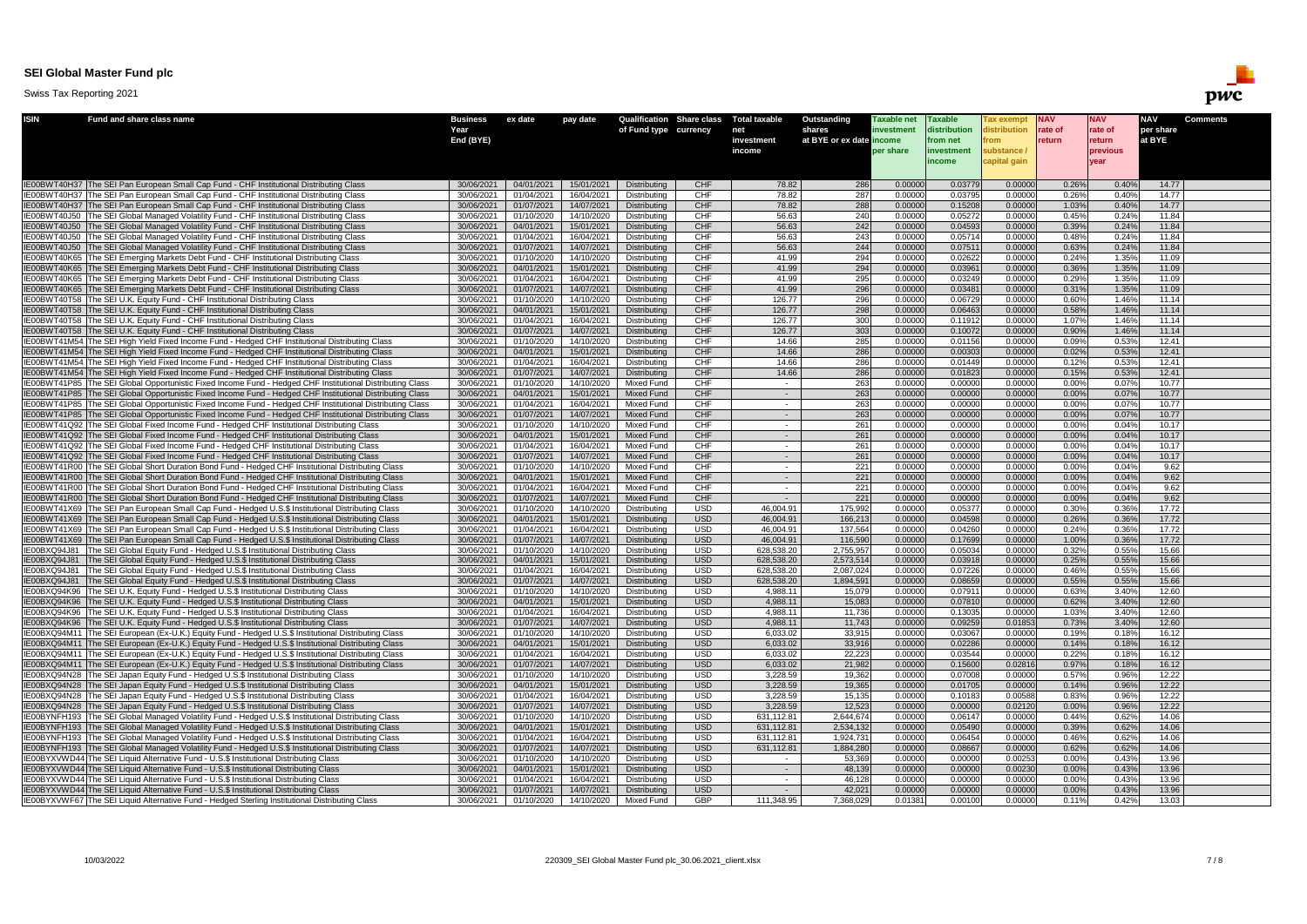# SEI Global Master Fund plc

Swiss Tax Reporting 2021

| ISIN | Fund and share class name | Business Year End (BYE) | ex date | pay date | Qualification of Fund type | Share class currency | Total taxable net investment income | Outstanding shares at BYE or ex date | Taxable net investment income per share | Taxable distribution from net investment income | Tax exempt distribution from substance / capital gain | NAV rate of return | NAV rate of return previous year | NAV per share at BYE | Comments |
|---|---|---|---|---|---|---|---|---|---|---|---|---|---|---|---|
| IE00BWT40H37 | The SEI Pan European Small Cap Fund - CHF Institutional Distributing Class | 30/06/2021 | 04/01/2021 | 15/01/2021 | Distributing | CHF | 78.82 | 286 | 0.00000 | 0.03779 | 0.00000 | 0.26% | 0.40% | 14.77 | |
| IE00BWT40H37 | The SEI Pan European Small Cap Fund - CHF Institutional Distributing Class | 30/06/2021 | 01/04/2021 | 16/04/2021 | Distributing | CHF | 78.82 | 287 | 0.00000 | 0.03795 | 0.00000 | 0.26% | 0.40% | 14.77 | |
| IE00BWT40H37 | The SEI Pan European Small Cap Fund - CHF Institutional Distributing Class | 30/06/2021 | 01/07/2021 | 14/07/2021 | Distributing | CHF | 78.82 | 288 | 0.00000 | 0.15208 | 0.00000 | 1.03% | 0.40% | 14.77 | |
| IE00BWT40J50 | The SEI Global Managed Volatility Fund - CHF Institutional Distributing Class | 30/06/2021 | 01/10/2020 | 14/10/2020 | Distributing | CHF | 56.63 | 240 | 0.00000 | 0.05272 | 0.00000 | 0.45% | 0.24% | 11.84 | |
| IE00BWT40J50 | The SEI Global Managed Volatility Fund - CHF Institutional Distributing Class | 30/06/2021 | 04/01/2021 | 15/01/2021 | Distributing | CHF | 56.63 | 242 | 0.00000 | 0.04593 | 0.00000 | 0.39% | 0.24% | 11.84 | |
| IE00BWT40J50 | The SEI Global Managed Volatility Fund - CHF Institutional Distributing Class | 30/06/2021 | 01/04/2021 | 16/04/2021 | Distributing | CHF | 56.63 | 243 | 0.00000 | 0.05714 | 0.00000 | 0.48% | 0.24% | 11.84 | |
| IE00BWT40J50 | The SEI Global Managed Volatility Fund - CHF Institutional Distributing Class | 30/06/2021 | 01/07/2021 | 14/07/2021 | Distributing | CHF | 56.63 | 244 | 0.00000 | 0.07511 | 0.00000 | 0.63% | 0.24% | 11.84 | |
| IE00BWT40K65 | The SEI Emerging Markets Debt Fund - CHF Institutional Distributing Class | 30/06/2021 | 01/10/2020 | 14/10/2020 | Distributing | CHF | 41.99 | 294 | 0.00000 | 0.02622 | 0.00000 | 0.24% | 1.35% | 11.09 | |
| IE00BWT40K65 | The SEI Emerging Markets Debt Fund - CHF Institutional Distributing Class | 30/06/2021 | 04/01/2021 | 15/01/2021 | Distributing | CHF | 41.99 | 294 | 0.00000 | 0.03961 | 0.00000 | 0.36% | 1.35% | 11.09 | |
| IE00BWT40K65 | The SEI Emerging Markets Debt Fund - CHF Institutional Distributing Class | 30/06/2021 | 01/04/2021 | 16/04/2021 | Distributing | CHF | 41.99 | 295 | 0.00000 | 0.03249 | 0.00000 | 0.29% | 1.35% | 11.09 | |
| IE00BWT40K65 | The SEI Emerging Markets Debt Fund - CHF Institutional Distributing Class | 30/06/2021 | 01/07/2021 | 14/07/2021 | Distributing | CHF | 41.99 | 296 | 0.00000 | 0.03481 | 0.00000 | 0.31% | 1.35% | 11.09 | |
| IE00BWT40T58 | The SEI U.K. Equity Fund - CHF Institutional Distributing Class | 30/06/2021 | 01/10/2020 | 14/10/2020 | Distributing | CHF | 126.77 | 296 | 0.00000 | 0.06729 | 0.00000 | 0.60% | 1.46% | 11.14 | |
| IE00BWT40T58 | The SEI U.K. Equity Fund - CHF Institutional Distributing Class | 30/06/2021 | 04/01/2021 | 15/01/2021 | Distributing | CHF | 126.77 | 298 | 0.00000 | 0.06463 | 0.00000 | 0.58% | 1.46% | 11.14 | |
| IE00BWT40T58 | The SEI U.K. Equity Fund - CHF Institutional Distributing Class | 30/06/2021 | 01/04/2021 | 16/04/2021 | Distributing | CHF | 126.77 | 300 | 0.00000 | 0.11912 | 0.00000 | 1.07% | 1.46% | 11.14 | |
| IE00BWT40T58 | The SEI U.K. Equity Fund - CHF Institutional Distributing Class | 30/06/2021 | 01/07/2021 | 14/07/2021 | Distributing | CHF | 126.77 | 303 | 0.00000 | 0.10072 | 0.00000 | 0.90% | 1.46% | 11.14 | |
| IE00BWT41M54 | The SEI High Yield Fixed Income Fund - Hedged CHF Institutional Distributing Class | 30/06/2021 | 01/10/2020 | 14/10/2020 | Distributing | CHF | 14.66 | 285 | 0.00000 | 0.01156 | 0.00000 | 0.09% | 0.53% | 12.41 | |
| IE00BWT41M54 | The SEI High Yield Fixed Income Fund - Hedged CHF Institutional Distributing Class | 30/06/2021 | 04/01/2021 | 15/01/2021 | Distributing | CHF | 14.66 | 286 | 0.00000 | 0.00303 | 0.00000 | 0.02% | 0.53% | 12.41 | |
| IE00BWT41M54 | The SEI High Yield Fixed Income Fund - Hedged CHF Institutional Distributing Class | 30/06/2021 | 01/04/2021 | 16/04/2021 | Distributing | CHF | 14.66 | 286 | 0.00000 | 0.01449 | 0.00000 | 0.12% | 0.53% | 12.41 | |
| IE00BWT41M54 | The SEI High Yield Fixed Income Fund - Hedged CHF Institutional Distributing Class | 30/06/2021 | 01/07/2021 | 14/07/2021 | Distributing | CHF | 14.66 | 286 | 0.00000 | 0.01823 | 0.00000 | 0.15% | 0.53% | 12.41 | |
| IE00BWT41P85 | The SEI Global Opportunistic Fixed Income Fund - Hedged CHF Institutional Distributing Class | 30/06/2021 | 01/10/2020 | 14/10/2020 | Mixed Fund | CHF | - | 263 | 0.00000 | 0.00000 | 0.00000 | 0.00% | 0.07% | 10.77 | |
| IE00BWT41P85 | The SEI Global Opportunistic Fixed Income Fund - Hedged CHF Institutional Distributing Class | 30/06/2021 | 04/01/2021 | 15/01/2021 | Mixed Fund | CHF | - | 263 | 0.00000 | 0.00000 | 0.00000 | 0.00% | 0.07% | 10.77 | |
| IE00BWT41P85 | The SEI Global Opportunistic Fixed Income Fund - Hedged CHF Institutional Distributing Class | 30/06/2021 | 01/04/2021 | 16/04/2021 | Mixed Fund | CHF | - | 263 | 0.00000 | 0.00000 | 0.00000 | 0.00% | 0.07% | 10.77 | |
| IE00BWT41P85 | The SEI Global Opportunistic Fixed Income Fund - Hedged CHF Institutional Distributing Class | 30/06/2021 | 01/07/2021 | 14/07/2021 | Mixed Fund | CHF | - | 263 | 0.00000 | 0.00000 | 0.00000 | 0.00% | 0.07% | 10.77 | |
| IE00BWT41Q92 | The SEI Global Fixed Income Fund - Hedged CHF Institutional Distributing Class | 30/06/2021 | 01/10/2020 | 14/10/2020 | Mixed Fund | CHF | - | 261 | 0.00000 | 0.00000 | 0.00000 | 0.00% | 0.04% | 10.17 | |
| IE00BWT41Q92 | The SEI Global Fixed Income Fund - Hedged CHF Institutional Distributing Class | 30/06/2021 | 04/01/2021 | 15/01/2021 | Mixed Fund | CHF | - | 261 | 0.00000 | 0.00000 | 0.00000 | 0.00% | 0.04% | 10.17 | |
| IE00BWT41Q92 | The SEI Global Fixed Income Fund - Hedged CHF Institutional Distributing Class | 30/06/2021 | 01/04/2021 | 16/04/2021 | Mixed Fund | CHF | - | 261 | 0.00000 | 0.00000 | 0.00000 | 0.00% | 0.04% | 10.17 | |
| IE00BWT41Q92 | The SEI Global Fixed Income Fund - Hedged CHF Institutional Distributing Class | 30/06/2021 | 01/07/2021 | 14/07/2021 | Mixed Fund | CHF | - | 261 | 0.00000 | 0.00000 | 0.00000 | 0.00% | 0.04% | 10.17 | |
| IE00BWT41R00 | The SEI Global Short Duration Bond Fund - Hedged CHF Institutional Distributing Class | 30/06/2021 | 01/10/2020 | 14/10/2020 | Mixed Fund | CHF | - | 221 | 0.00000 | 0.00000 | 0.00000 | 0.00% | 0.04% | 9.62 | |
| IE00BWT41R00 | The SEI Global Short Duration Bond Fund - Hedged CHF Institutional Distributing Class | 30/06/2021 | 04/01/2021 | 15/01/2021 | Mixed Fund | CHF | - | 221 | 0.00000 | 0.00000 | 0.00000 | 0.00% | 0.04% | 9.62 | |
| IE00BWT41R00 | The SEI Global Short Duration Bond Fund - Hedged CHF Institutional Distributing Class | 30/06/2021 | 01/04/2021 | 16/04/2021 | Mixed Fund | CHF | - | 221 | 0.00000 | 0.00000 | 0.00000 | 0.00% | 0.04% | 9.62 | |
| IE00BWT41R00 | The SEI Global Short Duration Bond Fund - Hedged CHF Institutional Distributing Class | 30/06/2021 | 01/07/2021 | 14/07/2021 | Mixed Fund | CHF | - | 221 | 0.00000 | 0.00000 | 0.00000 | 0.00% | 0.04% | 9.62 | |
| IE00BWT41X69 | The SEI Pan European Small Cap Fund - Hedged U.S.$ Institutional Distributing Class | 30/06/2021 | 01/10/2020 | 14/10/2020 | Distributing | USD | 46,004.91 | 175,992 | 0.00000 | 0.05377 | 0.00000 | 0.30% | 0.36% | 17.72 | |
| IE00BWT41X69 | The SEI Pan European Small Cap Fund - Hedged U.S.$ Institutional Distributing Class | 30/06/2021 | 04/01/2021 | 15/01/2021 | Distributing | USD | 46,004.91 | 166,213 | 0.00000 | 0.04598 | 0.00000 | 0.26% | 0.36% | 17.72 | |
| IE00BWT41X69 | The SEI Pan European Small Cap Fund - Hedged U.S.$ Institutional Distributing Class | 30/06/2021 | 01/04/2021 | 16/04/2021 | Distributing | USD | 46,004.91 | 137,564 | 0.00000 | 0.04260 | 0.00000 | 0.24% | 0.36% | 17.72 | |
| IE00BWT41X69 | The SEI Pan European Small Cap Fund - Hedged U.S.$ Institutional Distributing Class | 30/06/2021 | 01/07/2021 | 14/07/2021 | Distributing | USD | 46,004.91 | 116,590 | 0.00000 | 0.17699 | 0.00000 | 1.00% | 0.36% | 17.72 | |
| IE00BXQ94J81 | The SEI Global Equity Fund - Hedged U.S.$ Institutional Distributing Class | 30/06/2021 | 01/10/2020 | 14/10/2020 | Distributing | USD | 628,538.20 | 2,755,957 | 0.00000 | 0.05034 | 0.00000 | 0.32% | 0.55% | 15.66 | |
| IE00BXQ94J81 | The SEI Global Equity Fund - Hedged U.S.$ Institutional Distributing Class | 30/06/2021 | 04/01/2021 | 15/01/2021 | Distributing | USD | 628,538.20 | 2,573,514 | 0.00000 | 0.03918 | 0.00000 | 0.25% | 0.55% | 15.66 | |
| IE00BXQ94J81 | The SEI Global Equity Fund - Hedged U.S.$ Institutional Distributing Class | 30/06/2021 | 01/04/2021 | 16/04/2021 | Distributing | USD | 628,538.20 | 2,087,024 | 0.00000 | 0.07226 | 0.00000 | 0.46% | 0.55% | 15.66 | |
| IE00BXQ94J81 | The SEI Global Equity Fund - Hedged U.S.$ Institutional Distributing Class | 30/06/2021 | 01/07/2021 | 14/07/2021 | Distributing | USD | 628,538.20 | 1,894,591 | 0.00000 | 0.08659 | 0.00000 | 0.55% | 0.55% | 15.66 | |
| IE00BXQ94K96 | The SEI U.K. Equity Fund - Hedged U.S.$ Institutional Distributing Class | 30/06/2021 | 01/10/2020 | 14/10/2020 | Distributing | USD | 4,988.11 | 15,079 | 0.00000 | 0.07911 | 0.00000 | 0.63% | 3.40% | 12.60 | |
| IE00BXQ94K96 | The SEI U.K. Equity Fund - Hedged U.S.$ Institutional Distributing Class | 30/06/2021 | 04/01/2021 | 15/01/2021 | Distributing | USD | 4,988.11 | 15,083 | 0.00000 | 0.07810 | 0.00000 | 0.62% | 3.40% | 12.60 | |
| IE00BXQ94K96 | The SEI U.K. Equity Fund - Hedged U.S.$ Institutional Distributing Class | 30/06/2021 | 01/04/2021 | 16/04/2021 | Distributing | USD | 4,988.11 | 11,736 | 0.00000 | 0.13035 | 0.00000 | 1.03% | 3.40% | 12.60 | |
| IE00BXQ94K96 | The SEI U.K. Equity Fund - Hedged U.S.$ Institutional Distributing Class | 30/06/2021 | 01/07/2021 | 14/07/2021 | Distributing | USD | 4,988.11 | 11,743 | 0.00000 | 0.09259 | 0.01853 | 0.73% | 3.40% | 12.60 | |
| IE00BXQ94M11 | The SEI European (Ex-U.K.) Equity Fund - Hedged U.S.$ Institutional Distributing Class | 30/06/2021 | 01/10/2020 | 14/10/2020 | Distributing | USD | 6,033.02 | 33,915 | 0.00000 | 0.03067 | 0.00000 | 0.19% | 0.18% | 16.12 | |
| IE00BXQ94M11 | The SEI European (Ex-U.K.) Equity Fund - Hedged U.S.$ Institutional Distributing Class | 30/06/2021 | 04/01/2021 | 15/01/2021 | Distributing | USD | 6,033.02 | 33,916 | 0.00000 | 0.02286 | 0.00000 | 0.14% | 0.18% | 16.12 | |
| IE00BXQ94M11 | The SEI European (Ex-U.K.) Equity Fund - Hedged U.S.$ Institutional Distributing Class | 30/06/2021 | 01/04/2021 | 16/04/2021 | Distributing | USD | 6,033.02 | 22,223 | 0.00000 | 0.03544 | 0.00000 | 0.22% | 0.18% | 16.12 | |
| IE00BXQ94M11 | The SEI European (Ex-U.K.) Equity Fund - Hedged U.S.$ Institutional Distributing Class | 30/06/2021 | 01/07/2021 | 14/07/2021 | Distributing | USD | 6,033.02 | 21,982 | 0.00000 | 0.15600 | 0.02816 | 0.97% | 0.18% | 16.12 | |
| IE00BXQ94N28 | The SEI Japan Equity Fund - Hedged U.S.$ Institutional Distributing Class | 30/06/2021 | 01/10/2020 | 14/10/2020 | Distributing | USD | 3,228.59 | 19,362 | 0.00000 | 0.07008 | 0.00000 | 0.57% | 0.96% | 12.22 | |
| IE00BXQ94N28 | The SEI Japan Equity Fund - Hedged U.S.$ Institutional Distributing Class | 30/06/2021 | 04/01/2021 | 15/01/2021 | Distributing | USD | 3,228.59 | 19,365 | 0.00000 | 0.01705 | 0.00000 | 0.14% | 0.96% | 12.22 | |
| IE00BXQ94N28 | The SEI Japan Equity Fund - Hedged U.S.$ Institutional Distributing Class | 30/06/2021 | 01/04/2021 | 16/04/2021 | Distributing | USD | 3,228.59 | 15,135 | 0.00000 | 0.10183 | 0.00588 | 0.83% | 0.96% | 12.22 | |
| IE00BXQ94N28 | The SEI Japan Equity Fund - Hedged U.S.$ Institutional Distributing Class | 30/06/2021 | 01/07/2021 | 14/07/2021 | Distributing | USD | 3,228.59 | 12,523 | 0.00000 | 0.00000 | 0.02120 | 0.00% | 0.96% | 12.22 | |
| IE00BYNFH193 | The SEI Global Managed Volatility Fund - Hedged U.S.$ Institutional Distributing Class | 30/06/2021 | 01/10/2020 | 14/10/2020 | Distributing | USD | 631,112.81 | 2,644,674 | 0.00000 | 0.06147 | 0.00000 | 0.44% | 0.62% | 14.06 | |
| IE00BYNFH193 | The SEI Global Managed Volatility Fund - Hedged U.S.$ Institutional Distributing Class | 30/06/2021 | 04/01/2021 | 15/01/2021 | Distributing | USD | 631,112.81 | 2,534,132 | 0.00000 | 0.05490 | 0.00000 | 0.39% | 0.62% | 14.06 | |
| IE00BYNFH193 | The SEI Global Managed Volatility Fund - Hedged U.S.$ Institutional Distributing Class | 30/06/2021 | 01/04/2021 | 16/04/2021 | Distributing | USD | 631,112.81 | 1,924,731 | 0.00000 | 0.06454 | 0.00000 | 0.46% | 0.62% | 14.06 | |
| IE00BYNFH193 | The SEI Global Managed Volatility Fund - Hedged U.S.$ Institutional Distributing Class | 30/06/2021 | 01/07/2021 | 14/07/2021 | Distributing | USD | 631,112.81 | 1,884,280 | 0.00000 | 0.08667 | 0.00000 | 0.62% | 0.62% | 14.06 | |
| IE00BYXVWD44 | The SEI Liquid Alternative Fund - U.S.$ Institutional Distributing Class | 30/06/2021 | 01/10/2020 | 14/10/2020 | Distributing | USD | - | 53,369 | 0.00000 | 0.00000 | 0.00253 | 0.00% | 0.43% | 13.96 | |
| IE00BYXVWD44 | The SEI Liquid Alternative Fund - U.S.$ Institutional Distributing Class | 30/06/2021 | 04/01/2021 | 15/01/2021 | Distributing | USD | - | 48,139 | 0.00000 | 0.00000 | 0.00230 | 0.00% | 0.43% | 13.96 | |
| IE00BYXVWD44 | The SEI Liquid Alternative Fund - U.S.$ Institutional Distributing Class | 30/06/2021 | 01/04/2021 | 16/04/2021 | Distributing | USD | - | 46,128 | 0.00000 | 0.00000 | 0.00000 | 0.00% | 0.43% | 13.96 | |
| IE00BYXVWD44 | The SEI Liquid Alternative Fund - U.S.$ Institutional Distributing Class | 30/06/2021 | 01/07/2021 | 14/07/2021 | Distributing | USD | - | 42,021 | 0.00000 | 0.00000 | 0.00000 | 0.00% | 0.43% | 13.96 | |
| IE00BYXVWF67 | The SEI Liquid Alternative Fund - Hedged Sterling Institutional Distributing Class | 30/06/2021 | 01/10/2020 | 14/10/2020 | Mixed Fund | GBP | 111,348.95 | 7,368,029 | 0.01381 | 0.00100 | 0.00000 | 0.11% | 0.42% | 13.03 | |

10/03/2022

220309_SEI Global Master Fund plc_30.06.2021_client.xlsx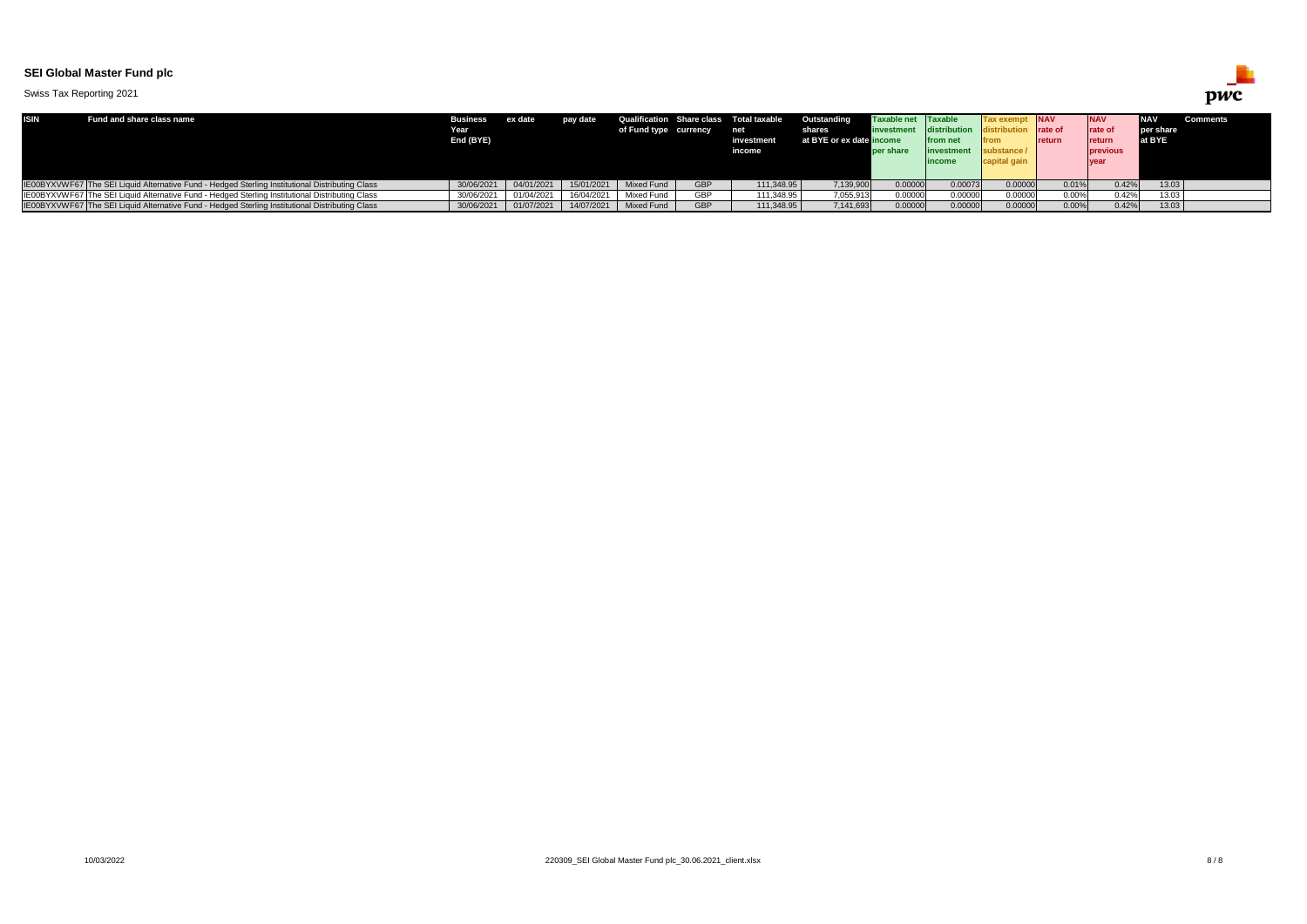**SEI Global Master Fund plc**

Swiss Tax Reporting 2021

| ISIN | Fund and share class name | Business Year End (BYE) | ex date | pay date | Qualification of Fund type | Share class currency | Total taxable net investment income | Outstanding shares at BYE or ex date | Taxable net investment income per share | Taxable distribution from net investment income | Tax exempt distribution from substance / capital gain | NAV rate of return | NAV rate of return previous year | NAV per share at BYE | Comments |
|---|---|---|---|---|---|---|---|---|---|---|---|---|---|---|---|
| IE00BYXVWF67 | The SEI Liquid Alternative Fund - Hedged Sterling Institutional Distributing Class | 30/06/2021 | 04/01/2021 | 15/01/2021 | Mixed Fund | GBP | 111,348.95 | 7,139,900 | 0.00000 | 0.00073 | 0.00000 | 0.01% | 0.42% | 13.03 | |
| IE00BYXVWF67 | The SEI Liquid Alternative Fund - Hedged Sterling Institutional Distributing Class | 30/06/2021 | 01/04/2021 | 16/04/2021 | Mixed Fund | GBP | 111,348.95 | 7,055,913 | 0.00000 | 0.00000 | 0.00000 | 0.00% | 0.42% | 13.03 | |
| IE00BYXVWF67 | The SEI Liquid Alternative Fund - Hedged Sterling Institutional Distributing Class | 30/06/2021 | 01/07/2021 | 14/07/2021 | Mixed Fund | GBP | 111,348.95 | 7,141,693 | 0.00000 | 0.00000 | 0.00000 | 0.00% | 0.42% | 13.03 | |